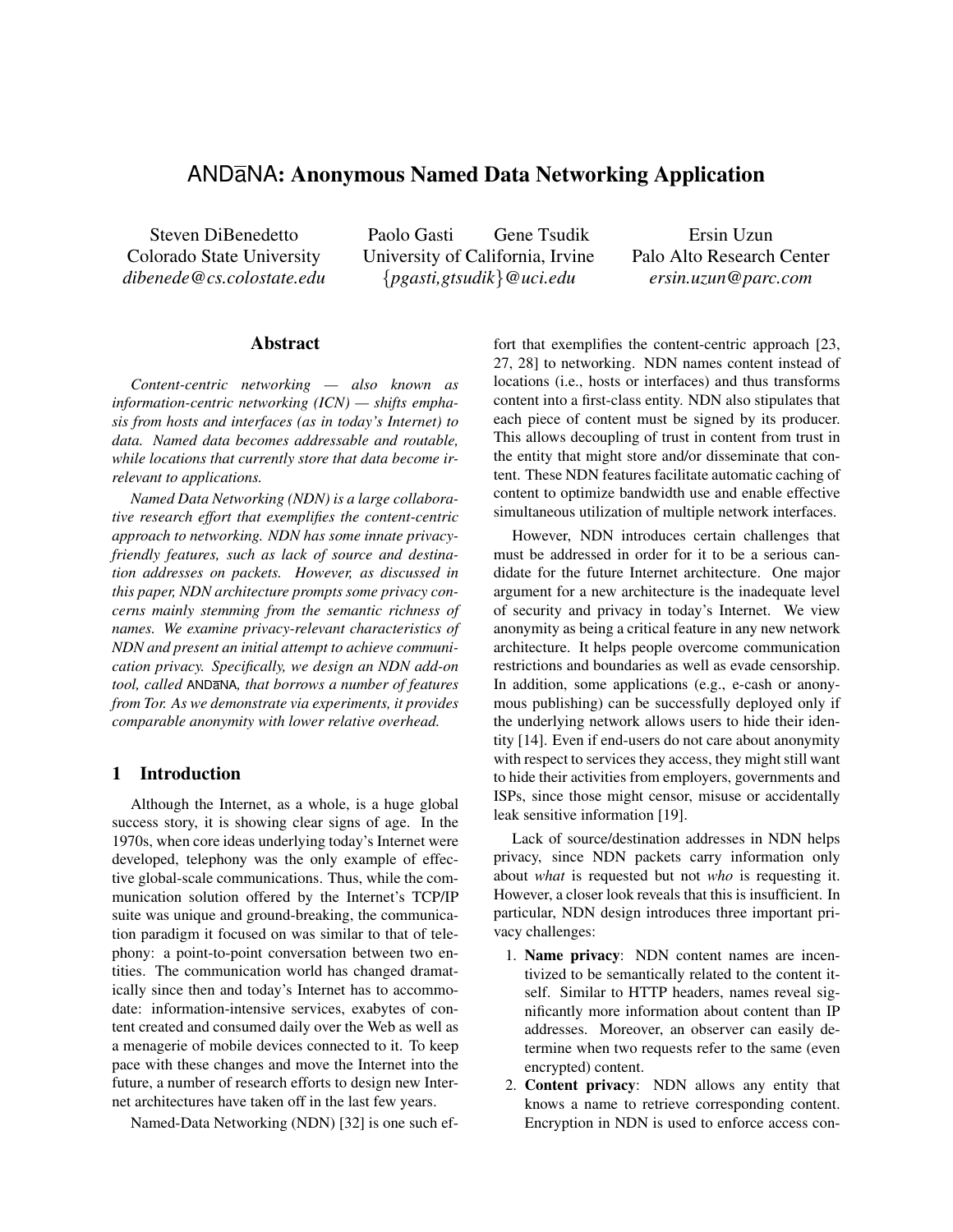# ANDāNA: Anonymous Named Data Networking Application

Steven DiBenedetto
Colorado State University
*dibenede@cs.colostate.edu*

Paolo Gasti Gene Tsudik
University of California, Irvine
*{pgasti,gtsudik}@uci.edu*

Ersin Uzun
Palo Alto Research Center
*ersin.uzun@parc.com*

## Abstract

*Content-centric networking — also known as information-centric networking (ICN) — shifts emphasis from hosts and interfaces (as in today's Internet) to data. Named data becomes addressable and routable, while locations that currently store that data become irrelevant to applications.*

*Named Data Networking (NDN) is a large collaborative research effort that exemplifies the content-centric approach to networking. NDN has some innate privacy-friendly features, such as lack of source and destination addresses on packets. However, as discussed in this paper, NDN architecture prompts some privacy concerns mainly stemming from the semantic richness of names. We examine privacy-relevant characteristics of NDN and present an initial attempt to achieve communication privacy. Specifically, we design an NDN add-on tool, called ANDāNA, that borrows a number of features from Tor. As we demonstrate via experiments, it provides comparable anonymity with lower relative overhead.*

## 1 Introduction

Although the Internet, as a whole, is a huge global success story, it is showing clear signs of age. In the 1970s, when core ideas underlying today's Internet were developed, telephony was the only example of effective global-scale communications. Thus, while the communication solution offered by the Internet's TCP/IP suite was unique and ground-breaking, the communication paradigm it focused on was similar to that of telephony: a point-to-point conversation between two entities. The communication world has changed dramatically since then and today's Internet has to accommodate: information-intensive services, exabytes of content created and consumed daily over the Web as well as a menagerie of mobile devices connected to it. To keep pace with these changes and move the Internet into the future, a number of research efforts to design new Internet architectures have taken off in the last few years.

Named-Data Networking (NDN) [32] is one such effort that exemplifies the content-centric approach [23, 27, 28] to networking. NDN names content instead of locations (i.e., hosts or interfaces) and thus transforms content into a first-class entity. NDN also stipulates that each piece of content must be signed by its producer. This allows decoupling of trust in content from trust in the entity that might store and/or disseminate that content. These NDN features facilitate automatic caching of content to optimize bandwidth use and enable effective simultaneous utilization of multiple network interfaces.

However, NDN introduces certain challenges that must be addressed in order for it to be a serious candidate for the future Internet architecture. One major argument for a new architecture is the inadequate level of security and privacy in today's Internet. We view anonymity as being a critical feature in any new network architecture. It helps people overcome communication restrictions and boundaries as well as evade censorship. In addition, some applications (e.g., e-cash or anonymous publishing) can be successfully deployed only if the underlying network allows users to hide their identity [14]. Even if end-users do not care about anonymity with respect to services they access, they might still want to hide their activities from employers, governments and ISPs, since those might censor, misuse or accidentally leak sensitive information [19].

Lack of source/destination addresses in NDN helps privacy, since NDN packets carry information only about *what* is requested but not *who* is requesting it. However, a closer look reveals that this is insufficient. In particular, NDN design introduces three important privacy challenges:

1. **Name privacy**: NDN content names are incentivized to be semantically related to the content itself. Similar to HTTP headers, names reveal significantly more information about content than IP addresses. Moreover, an observer can easily determine when two requests refer to the same (even encrypted) content.
2. **Content privacy**: NDN allows any entity that knows a name to retrieve corresponding content. Encryption in NDN is used to enforce access con-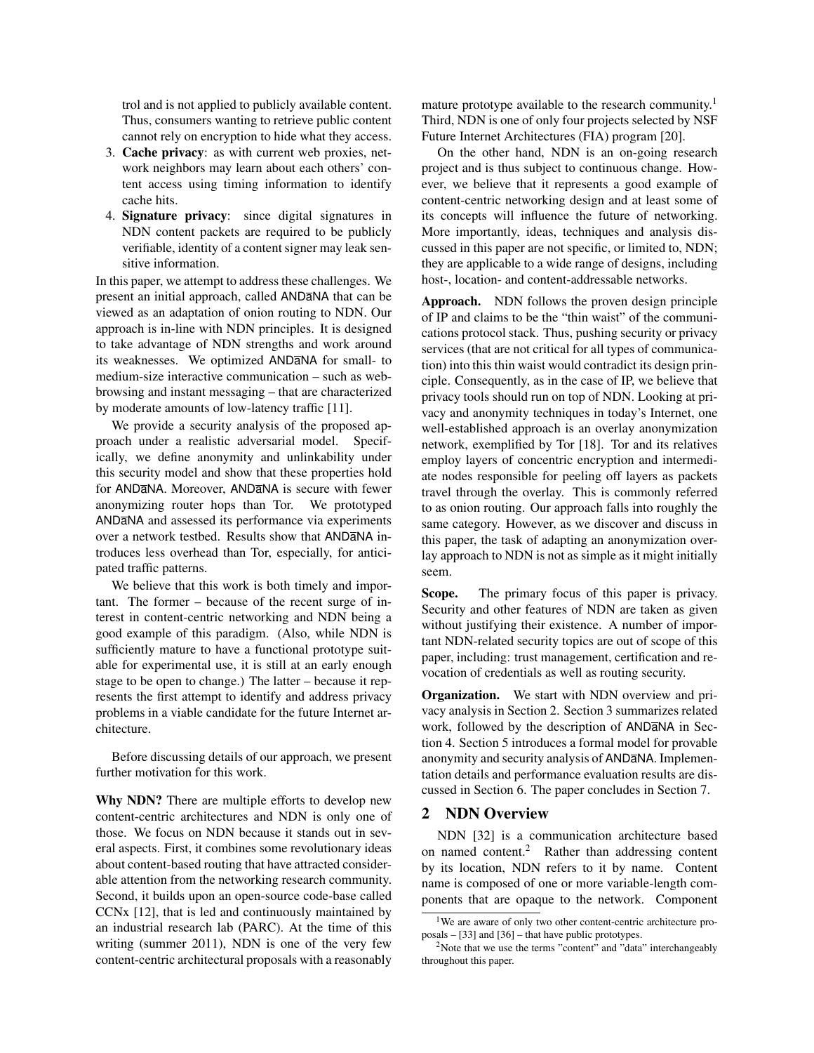trol and is not applied to publicly available content. Thus, consumers wanting to retrieve public content cannot rely on encryption to hide what they access.

3. **Cache privacy**: as with current web proxies, network neighbors may learn about each others' content access using timing information to identify cache hits.
4. **Signature privacy**: since digital signatures in NDN content packets are required to be publicly verifiable, identity of a content signer may leak sensitive information.

In this paper, we attempt to address these challenges. We present an initial approach, called ANDāNA that can be viewed as an adaptation of onion routing to NDN. Our approach is in-line with NDN principles. It is designed to take advantage of NDN strengths and work around its weaknesses. We optimized ANDāNA for small- to medium-size interactive communication – such as web-browsing and instant messaging – that are characterized by moderate amounts of low-latency traffic [11].

We provide a security analysis of the proposed approach under a realistic adversarial model. Specifically, we define anonymity and unlinkability under this security model and show that these properties hold for ANDāNA. Moreover, ANDāNA is secure with fewer anonymizing router hops than Tor. We prototyped ANDāNA and assessed its performance via experiments over a network testbed. Results show that ANDāNA introduces less overhead than Tor, especially, for anticipated traffic patterns.

We believe that this work is both timely and important. The former – because of the recent surge of interest in content-centric networking and NDN being a good example of this paradigm. (Also, while NDN is sufficiently mature to have a functional prototype suitable for experimental use, it is still at an early enough stage to be open to change.) The latter – because it represents the first attempt to identify and address privacy problems in a viable candidate for the future Internet architecture.

Before discussing details of our approach, we present further motivation for this work.

**Why NDN?** There are multiple efforts to develop new content-centric architectures and NDN is only one of those. We focus on NDN because it stands out in several aspects. First, it combines some revolutionary ideas about content-based routing that have attracted considerable attention from the networking research community. Second, it builds upon an open-source code-base called CCNx [12], that is led and continuously maintained by an industrial research lab (PARC). At the time of this writing (summer 2011), NDN is one of the very few content-centric architectural proposals with a reasonably mature prototype available to the research community.[1] Third, NDN is one of only four projects selected by NSF Future Internet Architectures (FIA) program [20].

On the other hand, NDN is an on-going research project and is thus subject to continuous change. However, we believe that it represents a good example of content-centric networking design and at least some of its concepts will influence the future of networking. More importantly, ideas, techniques and analysis discussed in this paper are not specific, or limited to, NDN; they are applicable to a wide range of designs, including host-, location- and content-addressable networks.

**Approach.** NDN follows the proven design principle of IP and claims to be the "thin waist" of the communications protocol stack. Thus, pushing security or privacy services (that are not critical for all types of communication) into this thin waist would contradict its design principle. Consequently, as in the case of IP, we believe that privacy tools should run on top of NDN. Looking at privacy and anonymity techniques in today's Internet, one well-established approach is an overlay anonymization network, exemplified by Tor [18]. Tor and its relatives employ layers of concentric encryption and intermediate nodes responsible for peeling off layers as packets travel through the overlay. This is commonly referred to as onion routing. Our approach falls into roughly the same category. However, as we discover and discuss in this paper, the task of adapting an anonymization overlay approach to NDN is not as simple as it might initially seem.

**Scope.** The primary focus of this paper is privacy. Security and other features of NDN are taken as given without justifying their existence. A number of important NDN-related security topics are out of scope of this paper, including: trust management, certification and revocation of credentials as well as routing security.

**Organization.** We start with NDN overview and privacy analysis in Section 2. Section 3 summarizes related work, followed by the description of ANDāNA in Section 4. Section 5 introduces a formal model for provable anonymity and security analysis of ANDāNA. Implementation details and performance evaluation results are discussed in Section 6. The paper concludes in Section 7.

## 2 NDN Overview

NDN [32] is a communication architecture based on named content.[2] Rather than addressing content by its location, NDN refers to it by name. Content name is composed of one or more variable-length components that are opaque to the network. Component

[1] We are aware of only two other content-centric architecture proposals – [33] and [36] – that have public prototypes.

[2] Note that we use the terms "content" and "data" interchangeably throughout this paper.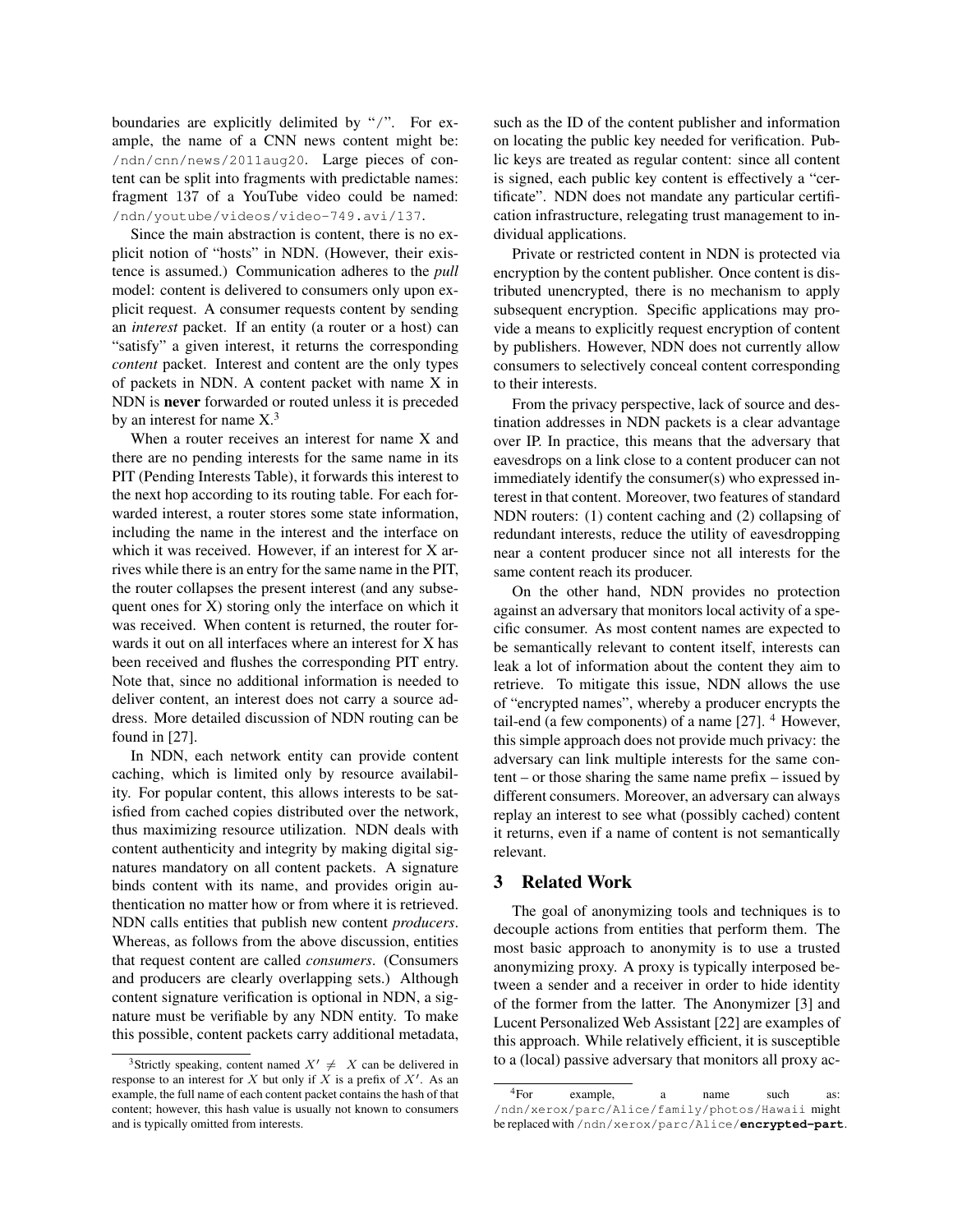boundaries are explicitly delimited by "/". For example, the name of a CNN news content might be: /ndn/cnn/news/2011aug20. Large pieces of content can be split into fragments with predictable names: fragment 137 of a YouTube video could be named: /ndn/youtube/videos/video-749.avi/137.

Since the main abstraction is content, there is no explicit notion of "hosts" in NDN. (However, their existence is assumed.) Communication adheres to the *pull* model: content is delivered to consumers only upon explicit request. A consumer requests content by sending an *interest* packet. If an entity (a router or a host) can "satisfy" a given interest, it returns the corresponding *content* packet. Interest and content are the only types of packets in NDN. A content packet with name X in NDN is **never** forwarded or routed unless it is preceded by an interest for name X.[3]

When a router receives an interest for name X and there are no pending interests for the same name in its PIT (Pending Interests Table), it forwards this interest to the next hop according to its routing table. For each forwarded interest, a router stores some state information, including the name in the interest and the interface on which it was received. However, if an interest for X arrives while there is an entry for the same name in the PIT, the router collapses the present interest (and any subsequent ones for X) storing only the interface on which it was received. When content is returned, the router forwards it out on all interfaces where an interest for X has been received and flushes the corresponding PIT entry. Note that, since no additional information is needed to deliver content, an interest does not carry a source address. More detailed discussion of NDN routing can be found in [27].

In NDN, each network entity can provide content caching, which is limited only by resource availability. For popular content, this allows interests to be satisfied from cached copies distributed over the network, thus maximizing resource utilization. NDN deals with content authenticity and integrity by making digital signatures mandatory on all content packets. A signature binds content with its name, and provides origin authentication no matter how or from where it is retrieved. NDN calls entities that publish new content *producers*. Whereas, as follows from the above discussion, entities that request content are called *consumers*. (Consumers and producers are clearly overlapping sets.) Although content signature verification is optional in NDN, a signature must be verifiable by any NDN entity. To make this possible, content packets carry additional metadata, such as the ID of the content publisher and information on locating the public key needed for verification. Public keys are treated as regular content: since all content is signed, each public key content is effectively a "certificate". NDN does not mandate any particular certification infrastructure, relegating trust management to individual applications.

Private or restricted content in NDN is protected via encryption by the content publisher. Once content is distributed unencrypted, there is no mechanism to apply subsequent encryption. Specific applications may provide a means to explicitly request encryption of content by publishers. However, NDN does not currently allow consumers to selectively conceal content corresponding to their interests.

From the privacy perspective, lack of source and destination addresses in NDN packets is a clear advantage over IP. In practice, this means that the adversary that eavesdrops on a link close to a content producer can not immediately identify the consumer(s) who expressed interest in that content. Moreover, two features of standard NDN routers: (1) content caching and (2) collapsing of redundant interests, reduce the utility of eavesdropping near a content producer since not all interests for the same content reach its producer.

On the other hand, NDN provides no protection against an adversary that monitors local activity of a specific consumer. As most content names are expected to be semantically relevant to content itself, interests can leak a lot of information about the content they aim to retrieve. To mitigate this issue, NDN allows the use of "encrypted names", whereby a producer encrypts the tail-end (a few components) of a name [27]. [4] However, this simple approach does not provide much privacy: the adversary can link multiple interests for the same content – or those sharing the same name prefix – issued by different consumers. Moreover, an adversary can always replay an interest to see what (possibly cached) content it returns, even if a name of content is not semantically relevant.

## 3 Related Work

The goal of anonymizing tools and techniques is to decouple actions from entities that perform them. The most basic approach to anonymity is to use a trusted anonymizing proxy. A proxy is typically interposed between a sender and a receiver in order to hide identity of the former from the latter. The Anonymizer [3] and Lucent Personalized Web Assistant [22] are examples of this approach. While relatively efficient, it is susceptible to a (local) passive adversary that monitors all proxy ac-

---

[3] Strictly speaking, content named $X' \neq X$ can be delivered in response to an interest for $X$ but only if $X$ is a prefix of $X'$. As an example, the full name of each content packet contains the hash of that content; however, this hash value is usually not known to consumers and is typically omitted from interests.

[4] For example, a name such as: /ndn/xerox/parc/Alice/family/photos/Hawaii might be replaced with /ndn/xerox/parc/Alice/**encrypted-part**.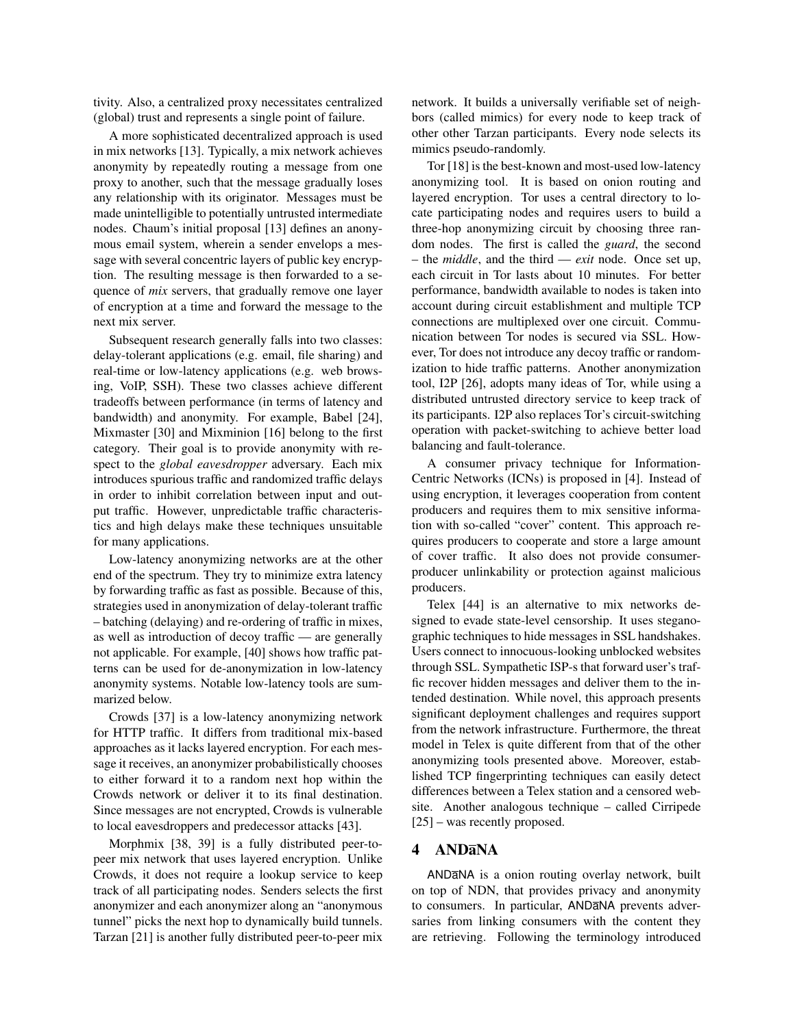tivity. Also, a centralized proxy necessitates centralized (global) trust and represents a single point of failure.

A more sophisticated decentralized approach is used in mix networks [13]. Typically, a mix network achieves anonymity by repeatedly routing a message from one proxy to another, such that the message gradually loses any relationship with its originator. Messages must be made unintelligible to potentially untrusted intermediate nodes. Chaum's initial proposal [13] defines an anonymous email system, wherein a sender envelops a message with several concentric layers of public key encryption. The resulting message is then forwarded to a sequence of *mix* servers, that gradually remove one layer of encryption at a time and forward the message to the next mix server.

Subsequent research generally falls into two classes: delay-tolerant applications (e.g. email, file sharing) and real-time or low-latency applications (e.g. web browsing, VoIP, SSH). These two classes achieve different tradeoffs between performance (in terms of latency and bandwidth) and anonymity. For example, Babel [24], Mixmaster [30] and Mixminion [16] belong to the first category. Their goal is to provide anonymity with respect to the *global eavesdropper* adversary. Each mix introduces spurious traffic and randomized traffic delays in order to inhibit correlation between input and output traffic. However, unpredictable traffic characteristics and high delays make these techniques unsuitable for many applications.

Low-latency anonymizing networks are at the other end of the spectrum. They try to minimize extra latency by forwarding traffic as fast as possible. Because of this, strategies used in anonymization of delay-tolerant traffic – batching (delaying) and re-ordering of traffic in mixes, as well as introduction of decoy traffic — are generally not applicable. For example, [40] shows how traffic patterns can be used for de-anonymization in low-latency anonymity systems. Notable low-latency tools are summarized below.

Crowds [37] is a low-latency anonymizing network for HTTP traffic. It differs from traditional mix-based approaches as it lacks layered encryption. For each message it receives, an anonymizer probabilistically chooses to either forward it to a random next hop within the Crowds network or deliver it to its final destination. Since messages are not encrypted, Crowds is vulnerable to local eavesdroppers and predecessor attacks [43].

Morphmix [38, 39] is a fully distributed peer-to-peer mix network that uses layered encryption. Unlike Crowds, it does not require a lookup service to keep track of all participating nodes. Senders selects the first anonymizer and each anonymizer along an "anonymous tunnel" picks the next hop to dynamically build tunnels. Tarzan [21] is another fully distributed peer-to-peer mix network. It builds a universally verifiable set of neighbors (called mimics) for every node to keep track of other other Tarzan participants. Every node selects its mimics pseudo-randomly.

Tor [18] is the best-known and most-used low-latency anonymizing tool. It is based on onion routing and layered encryption. Tor uses a central directory to locate participating nodes and requires users to build a three-hop anonymizing circuit by choosing three random nodes. The first is called the *guard*, the second – the *middle*, and the third — *exit* node. Once set up, each circuit in Tor lasts about 10 minutes. For better performance, bandwidth available to nodes is taken into account during circuit establishment and multiple TCP connections are multiplexed over one circuit. Communication between Tor nodes is secured via SSL. However, Tor does not introduce any decoy traffic or randomization to hide traffic patterns. Another anonymization tool, I2P [26], adopts many ideas of Tor, while using a distributed untrusted directory service to keep track of its participants. I2P also replaces Tor's circuit-switching operation with packet-switching to achieve better load balancing and fault-tolerance.

A consumer privacy technique for Information-Centric Networks (ICNs) is proposed in [4]. Instead of using encryption, it leverages cooperation from content producers and requires them to mix sensitive information with so-called "cover" content. This approach requires producers to cooperate and store a large amount of cover traffic. It also does not provide consumer-producer unlinkability or protection against malicious producers.

Telex [44] is an alternative to mix networks designed to evade state-level censorship. It uses steganographic techniques to hide messages in SSL handshakes. Users connect to innocuous-looking unblocked websites through SSL. Sympathetic ISP-s that forward user's traffic recover hidden messages and deliver them to the intended destination. While novel, this approach presents significant deployment challenges and requires support from the network infrastructure. Furthermore, the threat model in Telex is quite different from that of the other anonymizing tools presented above. Moreover, established TCP fingerprinting techniques can easily detect differences between a Telex station and a censored website. Another analogous technique – called Cirripede [25] – was recently proposed.

## 4 ANDāNA

ANDāNA is a onion routing overlay network, built on top of NDN, that provides privacy and anonymity to consumers. In particular, ANDāNA prevents adversaries from linking consumers with the content they are retrieving. Following the terminology introduced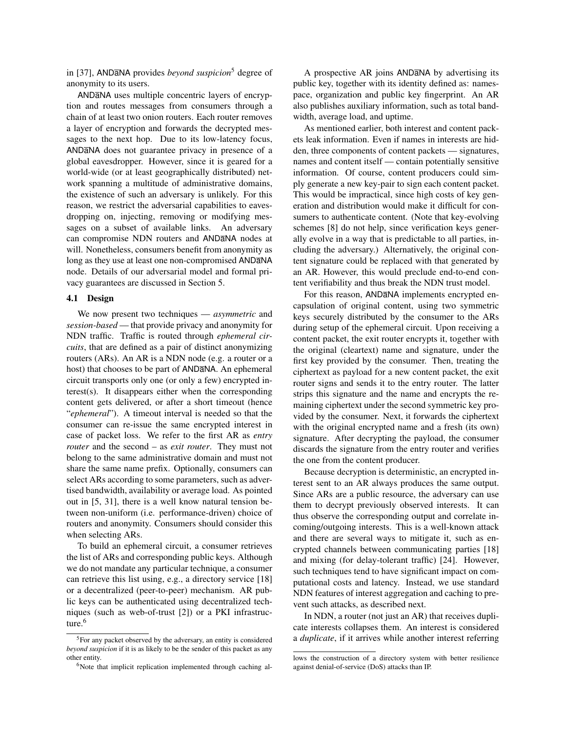in [37], ANDāNA provides *beyond suspicion*[5] degree of anonymity to its users.

ANDāNA uses multiple concentric layers of encryption and routes messages from consumers through a chain of at least two onion routers. Each router removes a layer of encryption and forwards the decrypted messages to the next hop. Due to its low-latency focus, ANDāNA does not guarantee privacy in presence of a global eavesdropper. However, since it is geared for a world-wide (or at least geographically distributed) network spanning a multitude of administrative domains, the existence of such an adversary is unlikely. For this reason, we restrict the adversarial capabilities to eavesdropping on, injecting, removing or modifying messages on a subset of available links. An adversary can compromise NDN routers and ANDāNA nodes at will. Nonetheless, consumers benefit from anonymity as long as they use at least one non-compromised ANDāNA node. Details of our adversarial model and formal privacy guarantees are discussed in Section 5.

### 4.1 Design

We now present two techniques — *asymmetric* and *session-based* — that provide privacy and anonymity for NDN traffic. Traffic is routed through *ephemeral circuits*, that are defined as a pair of distinct anonymizing routers (ARs). An AR is a NDN node (e.g. a router or a host) that chooses to be part of ANDāNA. An ephemeral circuit transports only one (or only a few) encrypted interest(s). It disappears either when the corresponding content gets delivered, or after a short timeout (hence "*ephemeral*"). A timeout interval is needed so that the consumer can re-issue the same encrypted interest in case of packet loss. We refer to the first AR as *entry router* and the second – as *exit router*. They must not belong to the same administrative domain and must not share the same name prefix. Optionally, consumers can select ARs according to some parameters, such as advertised bandwidth, availability or average load. As pointed out in [5, 31], there is a well know natural tension between non-uniform (i.e. performance-driven) choice of routers and anonymity. Consumers should consider this when selecting ARs.

To build an ephemeral circuit, a consumer retrieves the list of ARs and corresponding public keys. Although we do not mandate any particular technique, a consumer can retrieve this list using, e.g., a directory service [18] or a decentralized (peer-to-peer) mechanism. AR public keys can be authenticated using decentralized techniques (such as web-of-trust [2]) or a PKI infrastructure.[6]

A prospective AR joins ANDāNA by advertising its public key, together with its identity defined as: namespace, organization and public key fingerprint. An AR also publishes auxiliary information, such as total bandwidth, average load, and uptime.

As mentioned earlier, both interest and content packets leak information. Even if names in interests are hidden, three components of content packets — signatures, names and content itself — contain potentially sensitive information. Of course, content producers could simply generate a new key-pair to sign each content packet. This would be impractical, since high costs of key generation and distribution would make it difficult for consumers to authenticate content. (Note that key-evolving schemes [8] do not help, since verification keys generally evolve in a way that is predictable to all parties, including the adversary.) Alternatively, the original content signature could be replaced with that generated by an AR. However, this would preclude end-to-end content verifiability and thus break the NDN trust model.

For this reason, ANDāNA implements encrypted encapsulation of original content, using two symmetric keys securely distributed by the consumer to the ARs during setup of the ephemeral circuit. Upon receiving a content packet, the exit router encrypts it, together with the original (cleartext) name and signature, under the first key provided by the consumer. Then, treating the ciphertext as payload for a new content packet, the exit router signs and sends it to the entry router. The latter strips this signature and the name and encrypts the remaining ciphertext under the second symmetric key provided by the consumer. Next, it forwards the ciphertext with the original encrypted name and a fresh (its own) signature. After decrypting the payload, the consumer discards the signature from the entry router and verifies the one from the content producer.

Because decryption is deterministic, an encrypted interest sent to an AR always produces the same output. Since ARs are a public resource, the adversary can use them to decrypt previously observed interests. It can thus observe the corresponding output and correlate incoming/outgoing interests. This is a well-known attack and there are several ways to mitigate it, such as encrypted channels between communicating parties [18] and mixing (for delay-tolerant traffic) [24]. However, such techniques tend to have significant impact on computational costs and latency. Instead, we use standard NDN features of interest aggregation and caching to prevent such attacks, as described next.

In NDN, a router (not just an AR) that receives duplicate interests collapses them. An interest is considered a *duplicate*, if it arrives while another interest referring

---

[5] For any packet observed by the adversary, an entity is considered *beyond suspicion* if it is as likely to be the sender of this packet as any other entity.

[6] Note that implicit replication implemented through caching allows the construction of a directory system with better resilience against denial-of-service (DoS) attacks than IP.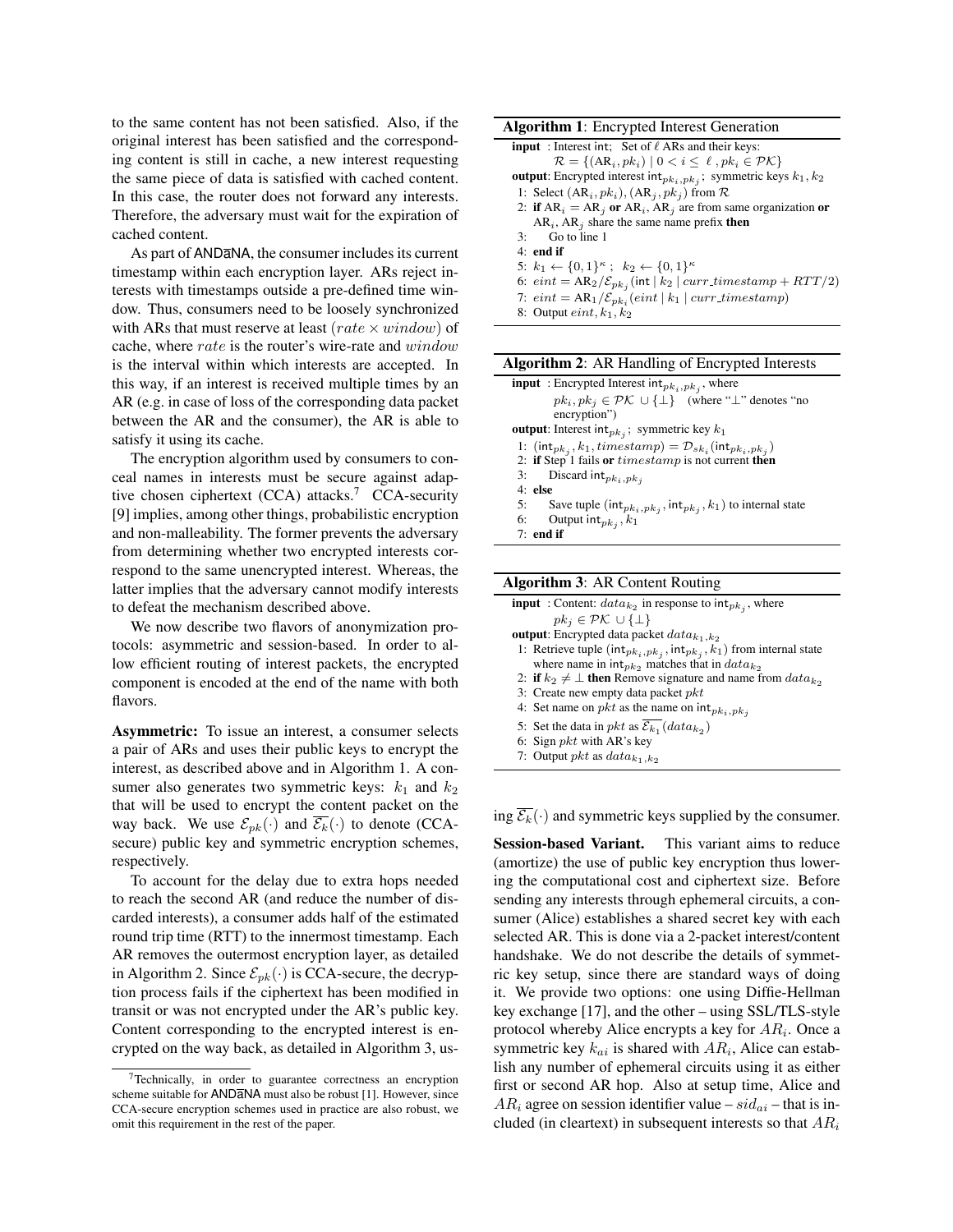to the same content has not been satisfied. Also, if the original interest has been satisfied and the corresponding content is still in cache, a new interest requesting the same piece of data is satisfied with cached content. In this case, the router does not forward any interests. Therefore, the adversary must wait for the expiration of cached content.

As part of ANDāNA, the consumer includes its current timestamp within each encryption layer. ARs reject interests with timestamps outside a pre-defined time window. Thus, consumers need to be loosely synchronized with ARs that must reserve at least ($rate \times window$) of cache, where $rate$ is the router's wire-rate and $window$ is the interval within which interests are accepted. In this way, if an interest is received multiple times by an AR (e.g. in case of loss of the corresponding data packet between the AR and the consumer), the AR is able to satisfy it using its cache.

The encryption algorithm used by consumers to conceal names in interests must be secure against adaptive chosen ciphertext (CCA) attacks.[7] CCA-security [9] implies, among other things, probabilistic encryption and non-malleability. The former prevents the adversary from determining whether two encrypted interests correspond to the same unencrypted interest. Whereas, the latter implies that the adversary cannot modify interests to defeat the mechanism described above.

We now describe two flavors of anonymization protocols: asymmetric and session-based. In order to allow efficient routing of interest packets, the encrypted component is encoded at the end of the name with both flavors.

**Asymmetric:** To issue an interest, a consumer selects a pair of ARs and uses their public keys to encrypt the interest, as described above and in Algorithm 1. A consumer also generates two symmetric keys: $k_1$ and $k_2$ that will be used to encrypt the content packet on the way back. We use $\mathcal{E}_{pk}(\cdot)$ and $\overline{\mathcal{E}_k}(\cdot)$ to denote (CCA-secure) public key and symmetric encryption schemes, respectively.

To account for the delay due to extra hops needed to reach the second AR (and reduce the number of discarded interests), a consumer adds half of the estimated round trip time (RTT) to the innermost timestamp. Each AR removes the outermost encryption layer, as detailed in Algorithm 2. Since $\mathcal{E}_{pk}(\cdot)$ is CCA-secure, the decryption process fails if the ciphertext has been modified in transit or was not encrypted under the AR's public key. Content corresponding to the encrypted interest is encrypted on the way back, as detailed in Algorithm 3, using $\overline{\mathcal{E}_k}(\cdot)$ and symmetric keys supplied by the consumer.

**Algorithm 1**: Encrypted Interest Generation

**input** : Interest int; Set of $\ell$ ARs and their keys: $\mathcal{R} = \{(\text{AR}_i, pk_i) \mid 0 < i \leq \ell, pk_i \in \mathcal{PK}\}$
**output**: Encrypted interest $\text{int}_{pk_i,pk_j}$; symmetric keys $k_1, k_2$

1: Select $(\text{AR}_i, pk_i), (\text{AR}_j, pk_j)$ from $\mathcal{R}$
2: **if** $\text{AR}_i = \text{AR}_j$ **or** $\text{AR}_i, \text{AR}_j$ are from same organization **or** $\text{AR}_i, \text{AR}_j$ share the same name prefix **then**
3: Go to line 1
4: **end if**
5: $k_1 \leftarrow \{0,1\}^\kappa$ ; $k_2 \leftarrow \{0,1\}^\kappa$
6: $eint = \text{AR}_2/\mathcal{E}_{pk_j}(\text{int} \mid k_2 \mid curr\_timestamp + RTT/2)$
7: $eint = \text{AR}_1/\mathcal{E}_{pk_i}(eint \mid k_1 \mid curr\_timestamp)$
8: Output $eint, k_1, k_2$

**Algorithm 2**: AR Handling of Encrypted Interests

**input** : Encrypted Interest $\text{int}_{pk_i,pk_j}$, where $pk_i, pk_j \in \mathcal{PK} \cup \{\bot\}$ (where "$\bot$" denotes "no encryption")
**output**: Interest $\text{int}_{pk_j}$; symmetric key $k_1$

1: $(\text{int}_{pk_j}, k_1, timestamp) = \mathcal{D}_{sk_i}(\text{int}_{pk_i,pk_j})$
2: **if** Step 1 fails **or** $timestamp$ is not current **then**
3: Discard $\text{int}_{pk_i,pk_j}$
4: **else**
5: Save tuple $(\text{int}_{pk_i,pk_j}, \text{int}_{pk_j}, k_1)$ to internal state
6: Output $\text{int}_{pk_j}, k_1$
7: **end if**

**Algorithm 3**: AR Content Routing

**input** : Content: $data_{k_2}$ in response to $\text{int}_{pk_j}$, where $pk_j \in \mathcal{PK} \cup \{\bot\}$
**output**: Encrypted data packet $data_{k_1,k_2}$

1: Retrieve tuple $(\text{int}_{pk_i,pk_j}, \text{int}_{pk_j}, k_1)$ from internal state where name in $\text{int}_{pk_2}$ matches that in $data_{k_2}$
2: **if** $k_2 \neq \bot$ **then** Remove signature and name from $data_{k_2}$
3: Create new empty data packet $pkt$
4: Set name on $pkt$ as the name on $\text{int}_{pk_i,pk_j}$
5: Set the data in $pkt$ as $\overline{\mathcal{E}_{k_1}}(data_{k_2})$
6: Sign $pkt$ with AR's key
7: Output $pkt$ as $data_{k_1,k_2}$

**Session-based Variant.** This variant aims to reduce (amortize) the use of public key encryption thus lowering the computational cost and ciphertext size. Before sending any interests through ephemeral circuits, a consumer (Alice) establishes a shared secret key with each selected AR. This is done via a 2-packet interest/content handshake. We do not describe the details of symmetric key setup, since there are standard ways of doing it. We provide two options: one using Diffie-Hellman key exchange [17], and the other – using SSL/TLS-style protocol whereby Alice encrypts a key for $AR_i$. Once a symmetric key $k_{ai}$ is shared with $AR_i$, Alice can establish any number of ephemeral circuits using it as either first or second AR hop. Also at setup time, Alice and $AR_i$ agree on session identifier value – $sid_{ai}$ – that is included (in cleartext) in subsequent interests so that $AR_i$

[7] Technically, in order to guarantee correctness an encryption scheme suitable for ANDāNA must also be robust [1]. However, since CCA-secure encryption schemes used in practice are also robust, we omit this requirement in the rest of the paper.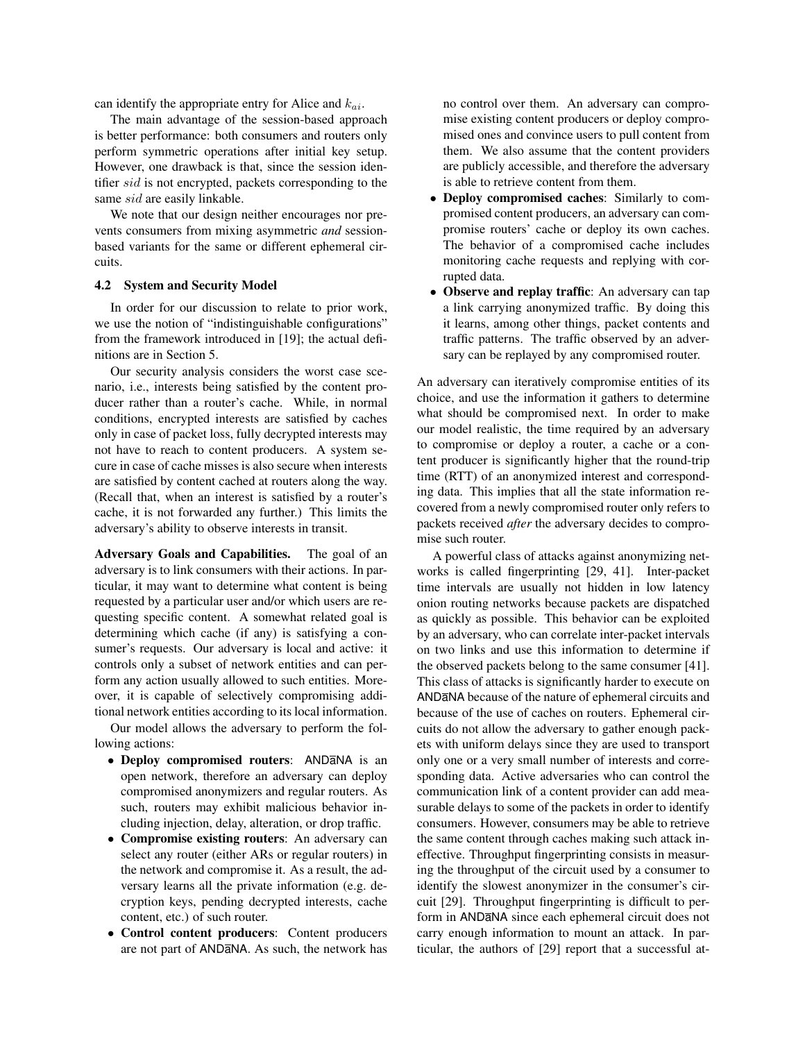can identify the appropriate entry for Alice and $k_{ai}$.

The main advantage of the session-based approach is better performance: both consumers and routers only perform symmetric operations after initial key setup. However, one drawback is that, since the session identifier $sid$ is not encrypted, packets corresponding to the same $sid$ are easily linkable.

We note that our design neither encourages nor prevents consumers from mixing asymmetric *and* session-based variants for the same or different ephemeral circuits.

### 4.2 System and Security Model

In order for our discussion to relate to prior work, we use the notion of "indistinguishable configurations" from the framework introduced in [19]; the actual definitions are in Section 5.

Our security analysis considers the worst case scenario, i.e., interests being satisfied by the content producer rather than a router's cache. While, in normal conditions, encrypted interests are satisfied by caches only in case of packet loss, fully decrypted interests may not have to reach to content producers. A system secure in case of cache misses is also secure when interests are satisfied by content cached at routers along the way. (Recall that, when an interest is satisfied by a router's cache, it is not forwarded any further.) This limits the adversary's ability to observe interests in transit.

**Adversary Goals and Capabilities.** The goal of an adversary is to link consumers with their actions. In particular, it may want to determine what content is being requested by a particular user and/or which users are requesting specific content. A somewhat related goal is determining which cache (if any) is satisfying a consumer's requests. Our adversary is local and active: it controls only a subset of network entities and can perform any action usually allowed to such entities. Moreover, it is capable of selectively compromising additional network entities according to its local information.

Our model allows the adversary to perform the following actions:

- **Deploy compromised routers**: ANDāNA is an open network, therefore an adversary can deploy compromised anonymizers and regular routers. As such, routers may exhibit malicious behavior including injection, delay, alteration, or drop traffic.
- **Compromise existing routers**: An adversary can select any router (either ARs or regular routers) in the network and compromise it. As a result, the adversary learns all the private information (e.g. decryption keys, pending decrypted interests, cache content, etc.) of such router.
- **Control content producers**: Content producers are not part of ANDāNA. As such, the network has no control over them. An adversary can compromise existing content producers or deploy compromised ones and convince users to pull content from them. We also assume that the content providers are publicly accessible, and therefore the adversary is able to retrieve content from them.
- **Deploy compromised caches**: Similarly to compromised content producers, an adversary can compromise routers' cache or deploy its own caches. The behavior of a compromised cache includes monitoring cache requests and replying with corrupted data.
- **Observe and replay traffic**: An adversary can tap a link carrying anonymized traffic. By doing this it learns, among other things, packet contents and traffic patterns. The traffic observed by an adversary can be replayed by any compromised router.

An adversary can iteratively compromise entities of its choice, and use the information it gathers to determine what should be compromised next. In order to make our model realistic, the time required by an adversary to compromise or deploy a router, a cache or a content producer is significantly higher that the round-trip time (RTT) of an anonymized interest and corresponding data. This implies that all the state information recovered from a newly compromised router only refers to packets received *after* the adversary decides to compromise such router.

A powerful class of attacks against anonymizing networks is called fingerprinting [29, 41]. Inter-packet time intervals are usually not hidden in low latency onion routing networks because packets are dispatched as quickly as possible. This behavior can be exploited by an adversary, who can correlate inter-packet intervals on two links and use this information to determine if the observed packets belong to the same consumer [41]. This class of attacks is significantly harder to execute on ANDāNA because of the nature of ephemeral circuits and because of the use of caches on routers. Ephemeral circuits do not allow the adversary to gather enough packets with uniform delays since they are used to transport only one or a very small number of interests and corresponding data. Active adversaries who can control the communication link of a content provider can add measurable delays to some of the packets in order to identify consumers. However, consumers may be able to retrieve the same content through caches making such attack ineffective. Throughput fingerprinting consists in measuring the throughput of the circuit used by a consumer to identify the slowest anonymizer in the consumer's circuit [29]. Throughput fingerprinting is difficult to perform in ANDāNA since each ephemeral circuit does not carry enough information to mount an attack. In particular, the authors of [29] report that a successful at-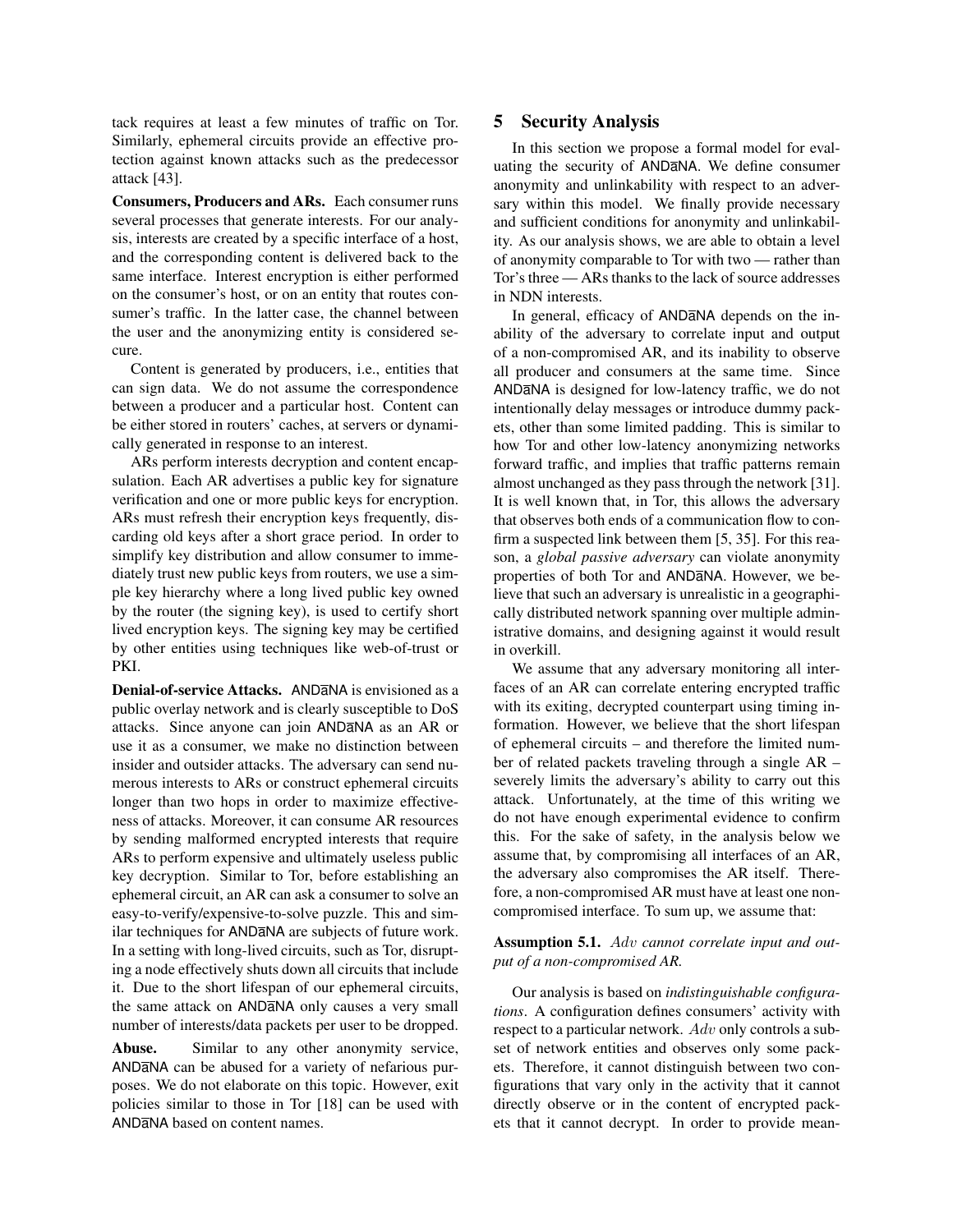tack requires at least a few minutes of traffic on Tor. Similarly, ephemeral circuits provide an effective protection against known attacks such as the predecessor attack [43].

**Consumers, Producers and ARs.** Each consumer runs several processes that generate interests. For our analysis, interests are created by a specific interface of a host, and the corresponding content is delivered back to the same interface. Interest encryption is either performed on the consumer's host, or on an entity that routes consumer's traffic. In the latter case, the channel between the user and the anonymizing entity is considered secure.

Content is generated by producers, i.e., entities that can sign data. We do not assume the correspondence between a producer and a particular host. Content can be either stored in routers' caches, at servers or dynamically generated in response to an interest.

ARs perform interests decryption and content encapsulation. Each AR advertises a public key for signature verification and one or more public keys for encryption. ARs must refresh their encryption keys frequently, discarding old keys after a short grace period. In order to simplify key distribution and allow consumer to immediately trust new public keys from routers, we use a simple key hierarchy where a long lived public key owned by the router (the signing key), is used to certify short lived encryption keys. The signing key may be certified by other entities using techniques like web-of-trust or PKI.

**Denial-of-service Attacks.** ANDāNA is envisioned as a public overlay network and is clearly susceptible to DoS attacks. Since anyone can join ANDāNA as an AR or use it as a consumer, we make no distinction between insider and outsider attacks. The adversary can send numerous interests to ARs or construct ephemeral circuits longer than two hops in order to maximize effectiveness of attacks. Moreover, it can consume AR resources by sending malformed encrypted interests that require ARs to perform expensive and ultimately useless public key decryption. Similar to Tor, before establishing an ephemeral circuit, an AR can ask a consumer to solve an easy-to-verify/expensive-to-solve puzzle. This and similar techniques for ANDāNA are subjects of future work. In a setting with long-lived circuits, such as Tor, disrupting a node effectively shuts down all circuits that include it. Due to the short lifespan of our ephemeral circuits, the same attack on ANDāNA only causes a very small number of interests/data packets per user to be dropped.

**Abuse.** Similar to any other anonymity service, ANDāNA can be abused for a variety of nefarious purposes. We do not elaborate on this topic. However, exit policies similar to those in Tor [18] can be used with ANDāNA based on content names.

## 5 Security Analysis

In this section we propose a formal model for evaluating the security of ANDāNA. We define consumer anonymity and unlinkability with respect to an adversary within this model. We finally provide necessary and sufficient conditions for anonymity and unlinkability. As our analysis shows, we are able to obtain a level of anonymity comparable to Tor with two — rather than Tor's three — ARs thanks to the lack of source addresses in NDN interests.

In general, efficacy of ANDāNA depends on the inability of the adversary to correlate input and output of a non-compromised AR, and its inability to observe all producer and consumers at the same time. Since ANDāNA is designed for low-latency traffic, we do not intentionally delay messages or introduce dummy packets, other than some limited padding. This is similar to how Tor and other low-latency anonymizing networks forward traffic, and implies that traffic patterns remain almost unchanged as they pass through the network [31]. It is well known that, in Tor, this allows the adversary that observes both ends of a communication flow to confirm a suspected link between them [5, 35]. For this reason, a *global passive adversary* can violate anonymity properties of both Tor and ANDāNA. However, we believe that such an adversary is unrealistic in a geographically distributed network spanning over multiple administrative domains, and designing against it would result in overkill.

We assume that any adversary monitoring all interfaces of an AR can correlate entering encrypted traffic with its exiting, decrypted counterpart using timing information. However, we believe that the short lifespan of ephemeral circuits – and therefore the limited number of related packets traveling through a single AR – severely limits the adversary's ability to carry out this attack. Unfortunately, at the time of this writing we do not have enough experimental evidence to confirm this. For the sake of safety, in the analysis below we assume that, by compromising all interfaces of an AR, the adversary also compromises the AR itself. Therefore, a non-compromised AR must have at least one non-compromised interface. To sum up, we assume that:

**Assumption 5.1.** *$Adv$ cannot correlate input and output of a non-compromised AR.*

Our analysis is based on *indistinguishable configurations*. A configuration defines consumers' activity with respect to a particular network. $Adv$ only controls a subset of network entities and observes only some packets. Therefore, it cannot distinguish between two configurations that vary only in the activity that it cannot directly observe or in the content of encrypted packets that it cannot decrypt. In order to provide mean-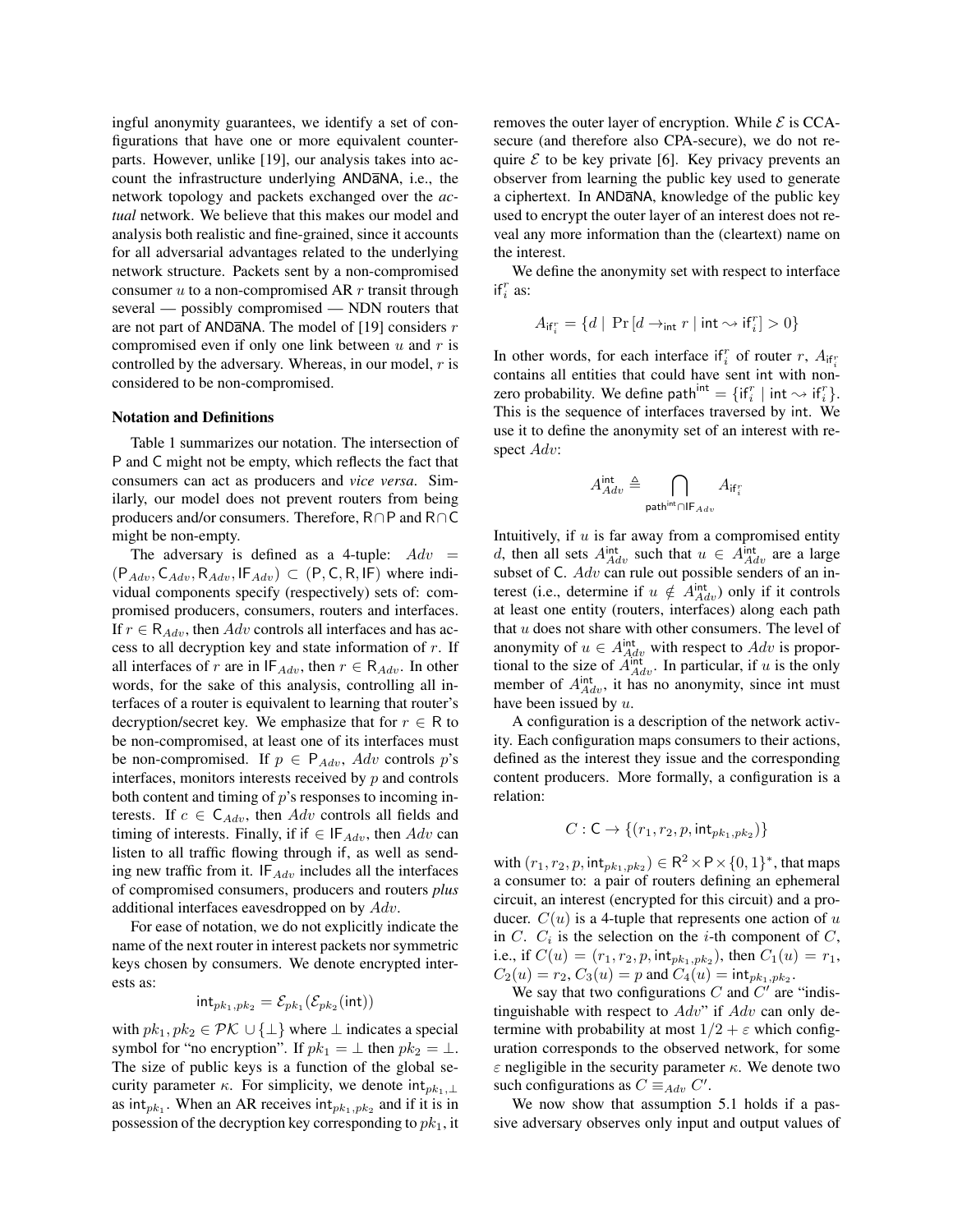ingful anonymity guarantees, we identify a set of configurations that have one or more equivalent counterparts. However, unlike [19], our analysis takes into account the infrastructure underlying ANDāNA, i.e., the network topology and packets exchanged over the *actual* network. We believe that this makes our model and analysis both realistic and fine-grained, since it accounts for all adversarial advantages related to the underlying network structure. Packets sent by a non-compromised consumer $u$ to a non-compromised AR $r$ transit through several — possibly compromised — NDN routers that are not part of ANDāNA. The model of [19] considers $r$ compromised even if only one link between $u$ and $r$ is controlled by the adversary. Whereas, in our model, $r$ is considered to be non-compromised.

### Notation and Definitions

Table 1 summarizes our notation. The intersection of $\mathsf{P}$ and $\mathsf{C}$ might not be empty, which reflects the fact that consumers can act as producers and *vice versa*. Similarly, our model does not prevent routers from being producers and/or consumers. Therefore, $\mathsf{R} \cap \mathsf{P}$ and $\mathsf{R} \cap \mathsf{C}$ might be non-empty.

The adversary is defined as a 4-tuple: $Adv = (\mathsf{P}_{Adv}, \mathsf{C}_{Adv}, \mathsf{R}_{Adv}, \mathsf{IF}_{Adv}) \subset (\mathsf{P}, \mathsf{C}, \mathsf{R}, \mathsf{IF})$ where individual components specify (respectively) sets of: compromised producers, consumers, routers and interfaces. If $r \in \mathsf{R}_{Adv}$, then $Adv$ controls all interfaces and has access to all decryption key and state information of $r$. If all interfaces of $r$ are in $\mathsf{IF}_{Adv}$, then $r \in \mathsf{R}_{Adv}$. In other words, for the sake of this analysis, controlling all interfaces of a router is equivalent to learning that router's decryption/secret key. We emphasize that for $r \in \mathsf{R}$ to be non-compromised, at least one of its interfaces must be non-compromised. If $p \in \mathsf{P}_{Adv}$, $Adv$ controls $p$'s interfaces, monitors interests received by $p$ and controls both content and timing of $p$'s responses to incoming interests. If $c \in \mathsf{C}_{Adv}$, then $Adv$ controls all fields and timing of interests. Finally, if if $\in \mathsf{IF}_{Adv}$, then $Adv$ can listen to all traffic flowing through if, as well as sending new traffic from it. $\mathsf{IF}_{Adv}$ includes all the interfaces of compromised consumers, producers and routers *plus* additional interfaces eavesdropped on by $Adv$.

For ease of notation, we do not explicitly indicate the name of the next router in interest packets nor symmetric keys chosen by consumers. We denote encrypted interests as:

$$\mathsf{int}_{pk_1,pk_2} = \mathcal{E}_{pk_1}(\mathcal{E}_{pk_2}(\mathsf{int}))$$

with $pk_1, pk_2 \in \mathcal{PK} \cup \{\perp\}$ where $\perp$ indicates a special symbol for "no encryption". If $pk_1 = \perp$ then $pk_2 = \perp$. The size of public keys is a function of the global security parameter $\kappa$. For simplicity, we denote $\mathsf{int}_{pk_1,\perp}$ as $\mathsf{int}_{pk_1}$. When an AR receives $\mathsf{int}_{pk_1,pk_2}$ and if it is in possession of the decryption key corresponding to $pk_1$, it removes the outer layer of encryption. While $\mathcal{E}$ is CCA-secure (and therefore also CPA-secure), we do not require $\mathcal{E}$ to be key private [6]. Key privacy prevents an observer from learning the public key used to generate a ciphertext. In ANDāNA, knowledge of the public key used to encrypt the outer layer of an interest does not reveal any more information than the (cleartext) name on the interest.

We define the anonymity set with respect to interface $\mathsf{if}_i^r$ as:

$$A_{\mathsf{if}_i^r} = \{d \mid \Pr[d \rightarrow_{\mathsf{int}} r \mid \mathsf{int} \rightsquigarrow \mathsf{if}_i^r] > 0\}$$

In other words, for each interface $\mathsf{if}_i^r$ of router $r$, $A_{\mathsf{if}_i^r}$ contains all entities that could have sent int with non-zero probability. We define $\mathsf{path}^{\mathsf{int}} = \{\mathsf{if}_i^r \mid \mathsf{int} \rightsquigarrow \mathsf{if}_i^r\}$. This is the sequence of interfaces traversed by int. We use it to define the anonymity set of an interest with respect $Adv$:

$$A_{Adv}^{\mathsf{int}} \triangleq \bigcap_{\mathsf{path}^{\mathsf{int}} \cap \mathsf{IF}_{Adv}} A_{\mathsf{if}_i^r}$$

Intuitively, if $u$ is far away from a compromised entity $d$, then all sets $A_{Adv}^{\mathsf{int}}$ such that $u \in A_{Adv}^{\mathsf{int}}$ are a large subset of $\mathsf{C}$. $Adv$ can rule out possible senders of an interest (i.e., determine if $u \notin A_{Adv}^{\mathsf{int}}$) only if it controls at least one entity (routers, interfaces) along each path that $u$ does not share with other consumers. The level of anonymity of $u \in A_{Adv}^{\mathsf{int}}$ with respect to $Adv$ is proportional to the size of $A_{Adv}^{\mathsf{int}}$. In particular, if $u$ is the only member of $A_{Adv}^{\mathsf{int}}$, it has no anonymity, since int must have been issued by $u$.

A configuration is a description of the network activity. Each configuration maps consumers to their actions, defined as the interest they issue and the corresponding content producers. More formally, a configuration is a relation:

$$C : \mathsf{C} \rightarrow \{(r_1, r_2, p, \mathsf{int}_{pk_1,pk_2})\}$$

with $(r_1, r_2, p, \mathsf{int}_{pk_1,pk_2}) \in \mathsf{R}^2 \times \mathsf{P} \times \{0,1\}^*$, that maps a consumer to: a pair of routers defining an ephemeral circuit, an interest (encrypted for this circuit) and a producer. $C(u)$ is a 4-tuple that represents one action of $u$ in $C$. $C_i$ is the selection on the $i$-th component of $C$, i.e., if $C(u) = (r_1, r_2, p, \mathsf{int}_{pk_1,pk_2})$, then $C_1(u) = r_1$, $C_2(u) = r_2$, $C_3(u) = p$ and $C_4(u) = \mathsf{int}_{pk_1,pk_2}$.

We say that two configurations $C$ and $C'$ are "indistinguishable with respect to $Adv$" if $Adv$ can only determine with probability at most $1/2 + \varepsilon$ which configuration corresponds to the observed network, for some $\varepsilon$ negligible in the security parameter $\kappa$. We denote two such configurations as $C \equiv_{Adv} C'$.

We now show that assumption 5.1 holds if a passive adversary observes only input and output values of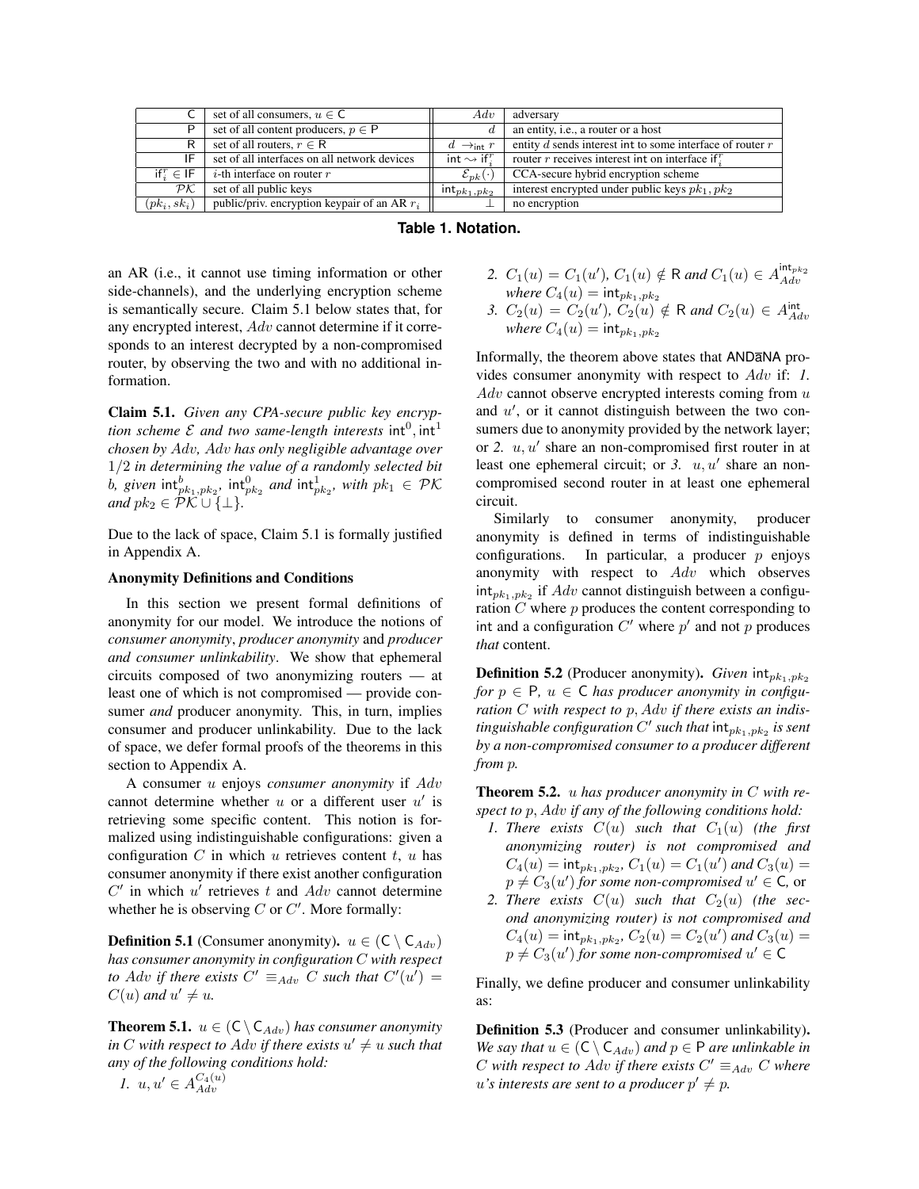| | | | |
|---|---|---|---|
| $\mathsf{C}$ | set of all consumers, $u \in \mathsf{C}$ | $Adv$ | adversary |
| $\mathsf{P}$ | set of all content producers, $p \in \mathsf{P}$ | $d$ | an entity, i.e., a router or a host |
| $\mathsf{R}$ | set of all routers, $r \in \mathsf{R}$ | $d \rightarrow_{\mathsf{int}} r$ | entity $d$ sends interest int to some interface of router $r$ |
| $\mathsf{IF}$ | set of all interfaces on all network devices | $\mathsf{int} \rightsquigarrow \mathsf{if}_i^r$ | router $r$ receives interest int on interface $\mathsf{if}_i^r$ |
| $\mathsf{if}_i^r \in \mathsf{IF}$ | $i$-th interface on router $r$ | $\mathcal{E}_{pk}(\cdot)$ | CCA-secure hybrid encryption scheme |
| $\mathcal{PK}$ | set of all public keys | $\mathsf{int}_{pk_1,pk_2}$ | interest encrypted under public keys $pk_1, pk_2$ |
| $(pk_i, sk_i)$ | public/priv. encryption keypair of an AR $r_i$ | $\perp$ | no encryption |

**Table 1. Notation.**

an AR (i.e., it cannot use timing information or other side-channels), and the underlying encryption scheme is semantically secure. Claim 5.1 below states that, for any encrypted interest, $Adv$ cannot determine if it corresponds to an interest decrypted by a non-compromised router, by observing the two and with no additional information.

**Claim 5.1.** *Given any CPA-secure public key encryption scheme $\mathcal{E}$ and two same-length interests $\mathsf{int}^0, \mathsf{int}^1$ chosen by $Adv$, $Adv$ has only negligible advantage over $1/2$ in determining the value of a randomly selected bit $b$, given $\mathsf{int}^b_{pk_1,pk_2}$, $\mathsf{int}^0_{pk_2}$ and $\mathsf{int}^1_{pk_2}$, with $pk_1 \in \mathcal{PK}$ and $pk_2 \in \mathcal{PK} \cup \{\perp\}$.*

Due to the lack of space, Claim 5.1 is formally justified in Appendix A.

### Anonymity Definitions and Conditions

In this section we present formal definitions of anonymity for our model. We introduce the notions of *consumer anonymity*, *producer anonymity* and *producer and consumer unlinkability*. We show that ephemeral circuits composed of two anonymizing routers — at least one of which is not compromised — provide consumer *and* producer anonymity. This, in turn, implies consumer and producer unlinkability. Due to the lack of space, we defer formal proofs of the theorems in this section to Appendix A.

A consumer $u$ enjoys *consumer anonymity* if $Adv$ cannot determine whether $u$ or a different user $u'$ is retrieving some specific content. This notion is formalized using indistinguishable configurations: given a configuration $C$ in which $u$ retrieves content $t$, $u$ has consumer anonymity if there exist another configuration $C'$ in which $u'$ retrieves $t$ and $Adv$ cannot determine whether he is observing $C$ or $C'$. More formally:

**Definition 5.1** (Consumer anonymity). *$u \in (\mathsf{C} \setminus \mathsf{C}_{Adv})$ has consumer anonymity in configuration $C$ with respect to $Adv$ if there exists $C' \equiv_{Adv} C$ such that $C'(u') = C(u)$ and $u' \neq u$.*

**Theorem 5.1.** *$u \in (\mathsf{C} \setminus \mathsf{C}_{Adv})$ has consumer anonymity in $C$ with respect to $Adv$ if there exists $u' \neq u$ such that any of the following conditions hold:*

1. *$u, u' \in A^{C_4(u)}_{Adv}$*
2. *$C_1(u) = C_1(u')$, $C_1(u) \notin \mathsf{R}$ and $C_1(u) \in A^{\mathsf{int}_{pk_2}}_{Adv}$ where $C_4(u) = \mathsf{int}_{pk_1,pk_2}$*
3. *$C_2(u) = C_2(u')$, $C_2(u) \notin \mathsf{R}$ and $C_2(u) \in A^{\mathsf{int}}_{Adv}$ where $C_4(u) = \mathsf{int}_{pk_1,pk_2}$*

Informally, the theorem above states that ANDāNA provides consumer anonymity with respect to $Adv$ if: *1.* $Adv$ cannot observe encrypted interests coming from $u$ and $u'$, or it cannot distinguish between the two consumers due to anonymity provided by the network layer; or *2.* $u, u'$ share an non-compromised first router in at least one ephemeral circuit; or *3.* $u, u'$ share an non-compromised second router in at least one ephemeral circuit.

Similarly to consumer anonymity, producer anonymity is defined in terms of indistinguishable configurations. In particular, a producer $p$ enjoys anonymity with respect to $Adv$ which observes $\mathsf{int}_{pk_1,pk_2}$ if $Adv$ cannot distinguish between a configuration $C$ where $p$ produces the content corresponding to int and a configuration $C'$ where $p'$ and not $p$ produces *that* content.

**Definition 5.2** (Producer anonymity). *Given $\mathsf{int}_{pk_1,pk_2}$ for $p \in \mathsf{P}$, $u \in \mathsf{C}$ has producer anonymity in configuration $C$ with respect to $p, Adv$ if there exists an indistinguishable configuration $C'$ such that $\mathsf{int}_{pk_1,pk_2}$ is sent by a non-compromised consumer to a producer different from $p$.*

**Theorem 5.2.** *$u$ has producer anonymity in $C$ with respect to $p, Adv$ if any of the following conditions hold:*

1. *There exists $C(u)$ such that $C_1(u)$ (the first anonymizing router) is not compromised and $C_4(u) = \mathsf{int}_{pk_1,pk_2}$, $C_1(u) = C_1(u')$ and $C_3(u) = p \neq C_3(u')$ for some non-compromised $u' \in \mathsf{C}$,* or
2. *There exists $C(u)$ such that $C_2(u)$ (the second anonymizing router) is not compromised and $C_4(u) = \mathsf{int}_{pk_1,pk_2}$, $C_2(u) = C_2(u')$ and $C_3(u) = p \neq C_3(u')$ for some non-compromised $u' \in \mathsf{C}$*

Finally, we define producer and consumer unlinkability as:

**Definition 5.3** (Producer and consumer unlinkability). *We say that $u \in (\mathsf{C} \setminus \mathsf{C}_{Adv})$ and $p \in \mathsf{P}$ are unlinkable in $C$ with respect to $Adv$ if there exists $C' \equiv_{Adv} C$ where $u$'s interests are sent to a producer $p' \neq p$.*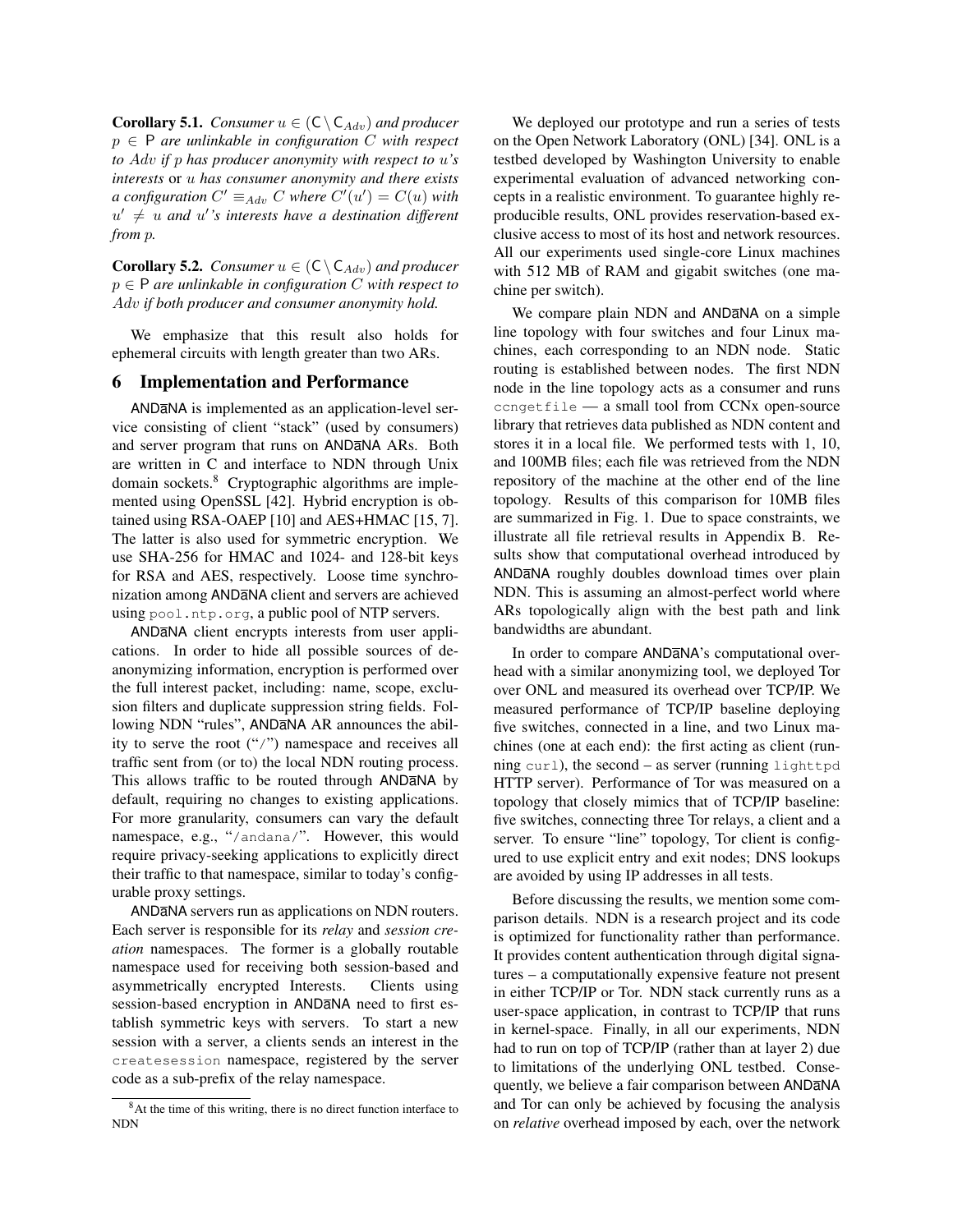**Corollary 5.1.** *Consumer $u \in (\mathsf{C} \setminus \mathsf{C}_{Adv})$ and producer $p \in \mathsf{P}$ are unlinkable in configuration $C$ with respect to $Adv$ if $p$ has producer anonymity with respect to $u$'s interests* or *$u$ has consumer anonymity and there exists a configuration $C' \equiv_{Adv} C$ where $C'(u') = C(u)$ with $u' \neq u$ and $u'$'s interests have a destination different from $p$.*

**Corollary 5.2.** *Consumer $u \in (\mathsf{C} \setminus \mathsf{C}_{Adv})$ and producer $p \in \mathsf{P}$ are unlinkable in configuration $C$ with respect to $Adv$ if both producer and consumer anonymity hold.*

We emphasize that this result also holds for ephemeral circuits with length greater than two ARs.

# 6 Implementation and Performance

ANDāNA is implemented as an application-level service consisting of client "stack" (used by consumers) and server program that runs on ANDāNA ARs. Both are written in C and interface to NDN through Unix domain sockets.[8] Cryptographic algorithms are implemented using OpenSSL [42]. Hybrid encryption is obtained using RSA-OAEP [10] and AES+HMAC [15, 7]. The latter is also used for symmetric encryption. We use SHA-256 for HMAC and 1024- and 128-bit keys for RSA and AES, respectively. Loose time synchronization among ANDāNA client and servers are achieved using `pool.ntp.org`, a public pool of NTP servers.

ANDāNA client encrypts interests from user applications. In order to hide all possible sources of deanonymizing information, encryption is performed over the full interest packet, including: name, scope, exclusion filters and duplicate suppression string fields. Following NDN "rules", ANDāNA AR announces the ability to serve the root ("/") namespace and receives all traffic sent from (or to) the local NDN routing process. This allows traffic to be routed through ANDāNA by default, requiring no changes to existing applications. For more granularity, consumers can vary the default namespace, e.g., "`/andana/`". However, this would require privacy-seeking applications to explicitly direct their traffic to that namespace, similar to today's configurable proxy settings.

ANDāNA servers run as applications on NDN routers. Each server is responsible for its *relay* and *session creation* namespaces. The former is a globally routable namespace used for receiving both session-based and asymmetrically encrypted Interests. Clients using session-based encryption in ANDāNA need to first establish symmetric keys with servers. To start a new session with a server, a clients sends an interest in the `createsession` namespace, registered by the server code as a sub-prefix of the relay namespace.

[8] At the time of this writing, there is no direct function interface to NDN

We deployed our prototype and run a series of tests on the Open Network Laboratory (ONL) [34]. ONL is a testbed developed by Washington University to enable experimental evaluation of advanced networking concepts in a realistic environment. To guarantee highly reproducible results, ONL provides reservation-based exclusive access to most of its host and network resources. All our experiments used single-core Linux machines with 512 MB of RAM and gigabit switches (one machine per switch).

We compare plain NDN and ANDāNA on a simple line topology with four switches and four Linux machines, each corresponding to an NDN node. Static routing is established between nodes. The first NDN node in the line topology acts as a consumer and runs `ccngetfile` — a small tool from CCNx open-source library that retrieves data published as NDN content and stores it in a local file. We performed tests with 1, 10, and 100MB files; each file was retrieved from the NDN repository of the machine at the other end of the line topology. Results of this comparison for 10MB files are summarized in Fig. 1. Due to space constraints, we illustrate all file retrieval results in Appendix B. Results show that computational overhead introduced by ANDāNA roughly doubles download times over plain NDN. This is assuming an almost-perfect world where ARs topologically align with the best path and link bandwidths are abundant.

In order to compare ANDāNA's computational overhead with a similar anonymizing tool, we deployed Tor over ONL and measured its overhead over TCP/IP. We measured performance of TCP/IP baseline deploying five switches, connected in a line, and two Linux machines (one at each end): the first acting as client (running `curl`), the second – as server (running `lighttpd` HTTP server). Performance of Tor was measured on a topology that closely mimics that of TCP/IP baseline: five switches, connecting three Tor relays, a client and a server. To ensure "line" topology, Tor client is configured to use explicit entry and exit nodes; DNS lookups are avoided by using IP addresses in all tests.

Before discussing the results, we mention some comparison details. NDN is a research project and its code is optimized for functionality rather than performance. It provides content authentication through digital signatures – a computationally expensive feature not present in either TCP/IP or Tor. NDN stack currently runs as a user-space application, in contrast to TCP/IP that runs in kernel-space. Finally, in all our experiments, NDN had to run on top of TCP/IP (rather than at layer 2) due to limitations of the underlying ONL testbed. Consequently, we believe a fair comparison between ANDāNA and Tor can only be achieved by focusing the analysis on *relative* overhead imposed by each, over the network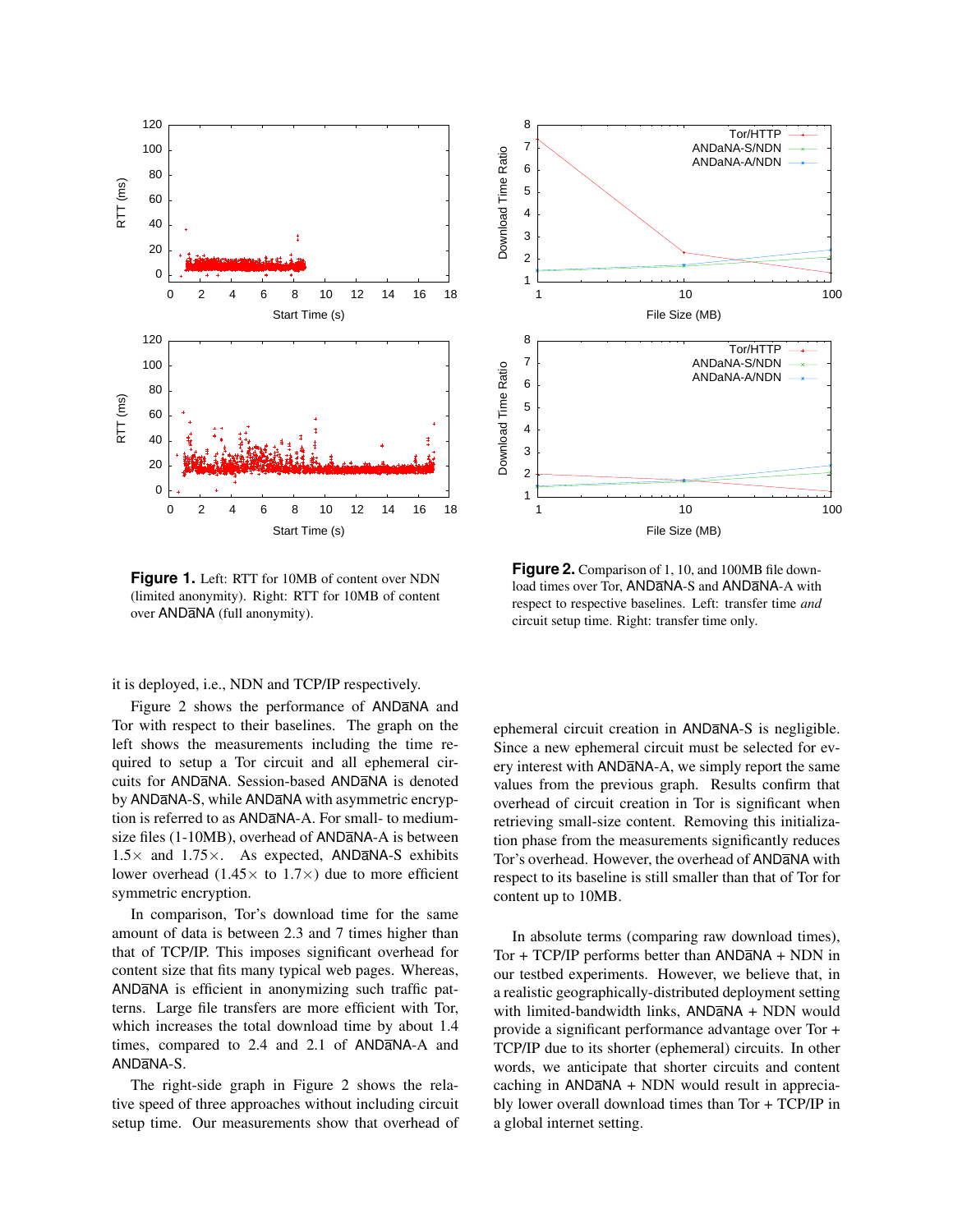**Figure 1.** Left: RTT for 10MB of content over NDN (limited anonymity). Right: RTT for 10MB of content over ANDāNA (full anonymity).

**Figure 2.** Comparison of 1, 10, and 100MB file download times over Tor, ANDāNA-S and ANDāNA-A with respect to respective baselines. Left: transfer time *and* circuit setup time. Right: transfer time only.

it is deployed, i.e., NDN and TCP/IP respectively.

Figure 2 shows the performance of ANDāNA and Tor with respect to their baselines. The graph on the left shows the measurements including the time required to setup a Tor circuit and all ephemeral circuits for ANDāNA. Session-based ANDāNA is denoted by ANDāNA-S, while ANDāNA with asymmetric encryption is referred to as ANDāNA-A. For small- to medium-size files (1-10MB), overhead of ANDāNA-A is between 1.5× and 1.75×. As expected, ANDāNA-S exhibits lower overhead (1.45× to 1.7×) due to more efficient symmetric encryption.

In comparison, Tor's download time for the same amount of data is between 2.3 and 7 times higher than that of TCP/IP. This imposes significant overhead for content size that fits many typical web pages. Whereas, ANDāNA is efficient in anonymizing such traffic patterns. Large file transfers are more efficient with Tor, which increases the total download time by about 1.4 times, compared to 2.4 and 2.1 of ANDāNA-A and ANDāNA-S.

The right-side graph in Figure 2 shows the relative speed of three approaches without including circuit setup time. Our measurements show that overhead of ephemeral circuit creation in ANDāNA-S is negligible. Since a new ephemeral circuit must be selected for every interest with ANDāNA-A, we simply report the same values from the previous graph. Results confirm that overhead of circuit creation in Tor is significant when retrieving small-size content. Removing this initialization phase from the measurements significantly reduces Tor's overhead. However, the overhead of ANDāNA with respect to its baseline is still smaller than that of Tor for content up to 10MB.

In absolute terms (comparing raw download times), Tor + TCP/IP performs better than ANDāNA + NDN in our testbed experiments. However, we believe that, in a realistic geographically-distributed deployment setting with limited-bandwidth links, ANDāNA + NDN would provide a significant performance advantage over Tor + TCP/IP due to its shorter (ephemeral) circuits. In other words, we anticipate that shorter circuits and content caching in ANDāNA + NDN would result in appreciably lower overall download times than Tor + TCP/IP in a global internet setting.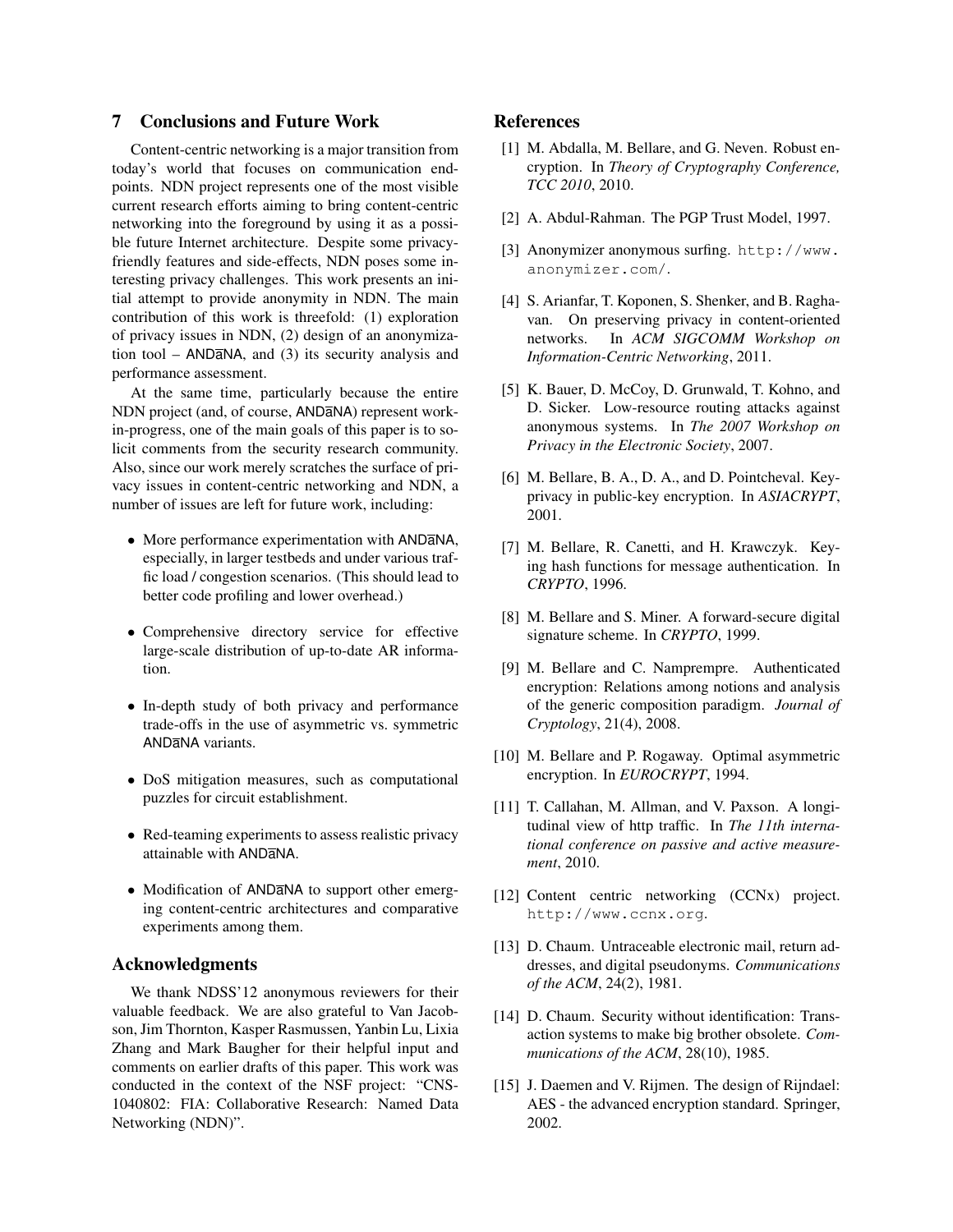## 7 Conclusions and Future Work

Content-centric networking is a major transition from today's world that focuses on communication endpoints. NDN project represents one of the most visible current research efforts aiming to bring content-centric networking into the foreground by using it as a possible future Internet architecture. Despite some privacy-friendly features and side-effects, NDN poses some interesting privacy challenges. This work presents an initial attempt to provide anonymity in NDN. The main contribution of this work is threefold: (1) exploration of privacy issues in NDN, (2) design of an anonymization tool – ANDāNA, and (3) its security analysis and performance assessment.

At the same time, particularly because the entire NDN project (and, of course, ANDāNA) represent work-in-progress, one of the main goals of this paper is to solicit comments from the security research community. Also, since our work merely scratches the surface of privacy issues in content-centric networking and NDN, a number of issues are left for future work, including:

- More performance experimentation with ANDāNA, especially, in larger testbeds and under various traffic load / congestion scenarios. (This should lead to better code profiling and lower overhead.)
- Comprehensive directory service for effective large-scale distribution of up-to-date AR information.
- In-depth study of both privacy and performance trade-offs in the use of asymmetric vs. symmetric ANDāNA variants.
- DoS mitigation measures, such as computational puzzles for circuit establishment.
- Red-teaming experiments to assess realistic privacy attainable with ANDāNA.
- Modification of ANDāNA to support other emerging content-centric architectures and comparative experiments among them.

## Acknowledgments

We thank NDSS'12 anonymous reviewers for their valuable feedback. We are also grateful to Van Jacobson, Jim Thornton, Kasper Rasmussen, Yanbin Lu, Lixia Zhang and Mark Baugher for their helpful input and comments on earlier drafts of this paper. This work was conducted in the context of the NSF project: "CNS-1040802: FIA: Collaborative Research: Named Data Networking (NDN)".

## References

[1] M. Abdalla, M. Bellare, and G. Neven. Robust encryption. In *Theory of Cryptography Conference, TCC 2010*, 2010.

[2] A. Abdul-Rahman. The PGP Trust Model, 1997.

[3] Anonymizer anonymous surfing. http://www.anonymizer.com/.

[4] S. Arianfar, T. Koponen, S. Shenker, and B. Raghavan. On preserving privacy in content-oriented networks. In *ACM SIGCOMM Workshop on Information-Centric Networking*, 2011.

[5] K. Bauer, D. McCoy, D. Grunwald, T. Kohno, and D. Sicker. Low-resource routing attacks against anonymous systems. In *The 2007 Workshop on Privacy in the Electronic Society*, 2007.

[6] M. Bellare, B. A., D. A., and D. Pointcheval. Key-privacy in public-key encryption. In *ASIACRYPT*, 2001.

[7] M. Bellare, R. Canetti, and H. Krawczyk. Keying hash functions for message authentication. In *CRYPTO*, 1996.

[8] M. Bellare and S. Miner. A forward-secure digital signature scheme. In *CRYPTO*, 1999.

[9] M. Bellare and C. Namprempre. Authenticated encryption: Relations among notions and analysis of the generic composition paradigm. *Journal of Cryptology*, 21(4), 2008.

[10] M. Bellare and P. Rogaway. Optimal asymmetric encryption. In *EUROCRYPT*, 1994.

[11] T. Callahan, M. Allman, and V. Paxson. A longitudinal view of http traffic. In *The 11th international conference on passive and active measurement*, 2010.

[12] Content centric networking (CCNx) project. http://www.ccnx.org.

[13] D. Chaum. Untraceable electronic mail, return addresses, and digital pseudonyms. *Communications of the ACM*, 24(2), 1981.

[14] D. Chaum. Security without identification: Transaction systems to make big brother obsolete. *Communications of the ACM*, 28(10), 1985.

[15] J. Daemen and V. Rijmen. The design of Rijndael: AES - the advanced encryption standard. Springer, 2002.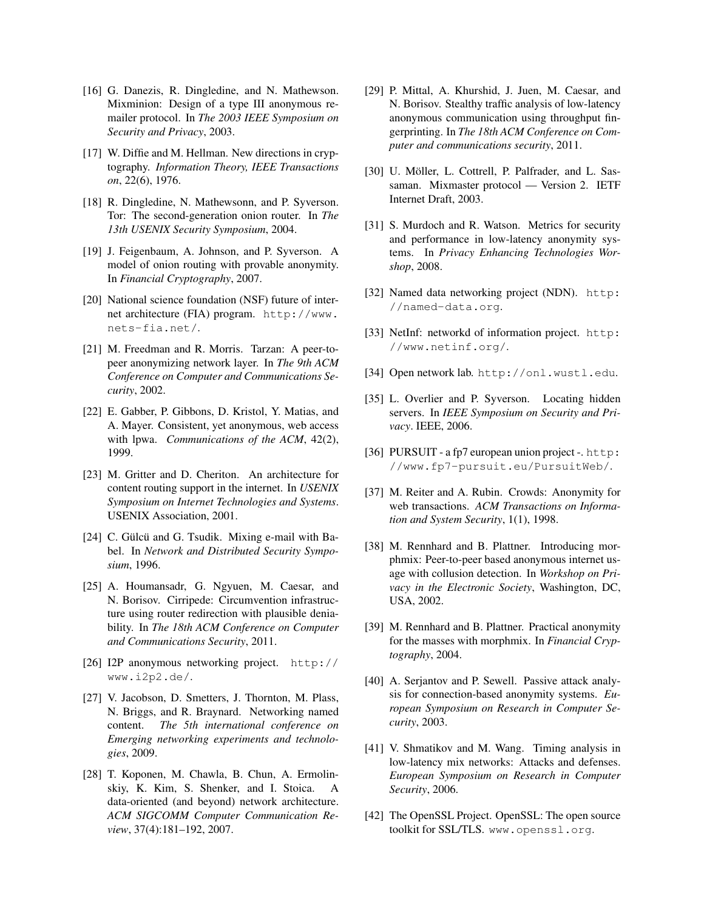[16] G. Danezis, R. Dingledine, and N. Mathewson. Mixminion: Design of a type III anonymous remailer protocol. In *The 2003 IEEE Symposium on Security and Privacy*, 2003.

[17] W. Diffie and M. Hellman. New directions in cryptography. *Information Theory, IEEE Transactions on*, 22(6), 1976.

[18] R. Dingledine, N. Mathewsonn, and P. Syverson. Tor: The second-generation onion router. In *The 13th USENIX Security Symposium*, 2004.

[19] J. Feigenbaum, A. Johnson, and P. Syverson. A model of onion routing with provable anonymity. In *Financial Cryptography*, 2007.

[20] National science foundation (NSF) future of internet architecture (FIA) program. `http://www.nets-fia.net/`.

[21] M. Freedman and R. Morris. Tarzan: A peer-to-peer anonymizing network layer. In *The 9th ACM Conference on Computer and Communications Security*, 2002.

[22] E. Gabber, P. Gibbons, D. Kristol, Y. Matias, and A. Mayer. Consistent, yet anonymous, web access with lpwa. *Communications of the ACM*, 42(2), 1999.

[23] M. Gritter and D. Cheriton. An architecture for content routing support in the internet. In *USENIX Symposium on Internet Technologies and Systems*. USENIX Association, 2001.

[24] C. Gülcü and G. Tsudik. Mixing e-mail with Babel. In *Network and Distributed Security Symposium*, 1996.

[25] A. Houmansadr, G. Ngyuen, M. Caesar, and N. Borisov. Cirripede: Circumvention infrastructure using router redirection with plausible deniability. In *The 18th ACM Conference on Computer and Communications Security*, 2011.

[26] I2P anonymous networking project. `http://www.i2p2.de/`.

[27] V. Jacobson, D. Smetters, J. Thornton, M. Plass, N. Briggs, and R. Braynard. Networking named content. *The 5th international conference on Emerging networking experiments and technologies*, 2009.

[28] T. Koponen, M. Chawla, B. Chun, A. Ermolinskiy, K. Kim, S. Shenker, and I. Stoica. A data-oriented (and beyond) network architecture. *ACM SIGCOMM Computer Communication Review*, 37(4):181–192, 2007.

[29] P. Mittal, A. Khurshid, J. Juen, M. Caesar, and N. Borisov. Stealthy traffic analysis of low-latency anonymous communication using throughput fingerprinting. In *The 18th ACM Conference on Computer and communications security*, 2011.

[30] U. Möller, L. Cottrell, P. Palfrader, and L. Sassaman. Mixmaster protocol — Version 2. IETF Internet Draft, 2003.

[31] S. Murdoch and R. Watson. Metrics for security and performance in low-latency anonymity systems. In *Privacy Enhancing Technologies Worshop*, 2008.

[32] Named data networking project (NDN). `http://named-data.org`.

[33] NetInf: networkd of information project. `http://www.netinf.org/`.

[34] Open network lab. `http://onl.wustl.edu`.

[35] L. Overlier and P. Syverson. Locating hidden servers. In *IEEE Symposium on Security and Privacy*. IEEE, 2006.

[36] PURSUIT - a fp7 european union project -. `http://www.fp7-pursuit.eu/PursuitWeb/`.

[37] M. Reiter and A. Rubin. Crowds: Anonymity for web transactions. *ACM Transactions on Information and System Security*, 1(1), 1998.

[38] M. Rennhard and B. Plattner. Introducing morphmix: Peer-to-peer based anonymous internet usage with collusion detection. In *Workshop on Privacy in the Electronic Society*, Washington, DC, USA, 2002.

[39] M. Rennhard and B. Plattner. Practical anonymity for the masses with morphmix. In *Financial Cryptography*, 2004.

[40] A. Serjantov and P. Sewell. Passive attack analysis for connection-based anonymity systems. *European Symposium on Research in Computer Security*, 2003.

[41] V. Shmatikov and M. Wang. Timing analysis in low-latency mix networks: Attacks and defenses. *European Symposium on Research in Computer Security*, 2006.

[42] The OpenSSL Project. OpenSSL: The open source toolkit for SSL/TLS. `www.openssl.org`.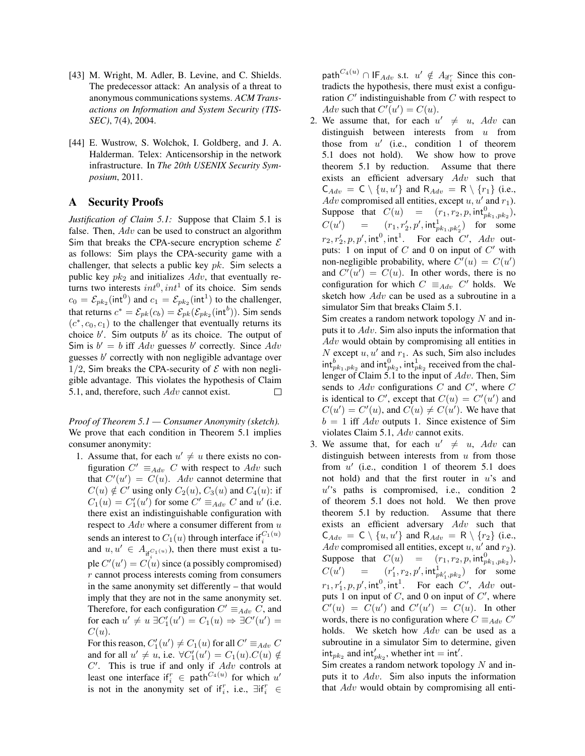[43] M. Wright, M. Adler, B. Levine, and C. Shields. The predecessor attack: An analysis of a threat to anonymous communications systems. *ACM Transactions on Information and System Security (TISSEC)*, 7(4), 2004.

[44] E. Wustrow, S. Wolchok, I. Goldberg, and J. A. Halderman. Telex: Anticensorship in the network infrastructure. In *The 20th USENIX Security Symposium*, 2011.

# A Security Proofs

*Justification of Claim 5.1:* Suppose that Claim 5.1 is false. Then, $Adv$ can be used to construct an algorithm $\mathsf{Sim}$ that breaks the CPA-secure encryption scheme $\mathcal{E}$ as follows: $\mathsf{Sim}$ plays the CPA-security game with a challenger, that selects a public key $pk$. $\mathsf{Sim}$ selects a public key $pk_2$ and initializes $Adv$, that eventually returns two interests $int^0, int^1$ of its choice. $\mathsf{Sim}$ sends $c_0 = \mathcal{E}_{pk_2}(\mathsf{int}^0)$ and $c_1 = \mathcal{E}_{pk_2}(\mathsf{int}^1)$ to the challenger, that returns $c^* = \mathcal{E}_{pk}(c_b) = \mathcal{E}_{pk}(\mathcal{E}_{pk_2}(\mathsf{int}^b))$. $\mathsf{Sim}$ sends $(c^*, c_0, c_1)$ to the challenger that eventually returns its choice $b'$. $\mathsf{Sim}$ outputs $b'$ as its choice. The output of $\mathsf{Sim}$ is $b' = b$ iff $Adv$ guesses $b'$ correctly. Since $Adv$ guesses $b'$ correctly with non negligible advantage over $1/2$, $\mathsf{Sim}$ breaks the CPA-security of $\mathcal{E}$ with non negligible advantage. This violates the hypothesis of Claim 5.1, and, therefore, such $Adv$ cannot exist. □

*Proof of Theorem 5.1 — Consumer Anonymity (sketch).* We prove that each condition in Theorem 5.1 implies consumer anonymity:

1. Assume that, for each $u' \neq u$ there exists no configuration $C' \equiv_{Adv} C$ with respect to $Adv$ such that $C'(u') = C(u)$. $Adv$ cannot determine that $C(u) \notin C'$ using only $C_2(u)$, $C_3(u)$ and $C_4(u)$: if $C_1(u) = C'_1(u')$ for some $C' \equiv_{Adv} C$ and $u'$ (i.e. there exist an indistinguishable configuration with respect to $Adv$ where a consumer different from $u$ sends an interest to $C_1(u)$ through interface $\mathsf{if}_i^{C_1(u)}$ and $u, u' \in A_{\mathsf{if}_i^{C_1(u)}}$), then there must exist a tuple $C'(u') = C(u)$ since (a possibly compromised) $r$ cannot process interests coming from consumers in the same anonymity set differently – that would imply that they are not in the same anonymity set. Therefore, for each configuration $C' \equiv_{Adv} C$, and for each $u' \neq u$ $\exists C'_1(u') = C_1(u) \Rightarrow \exists C'(u') = C(u)$.
   For this reason, $C'_1(u') \neq C_1(u)$ for all $C' \equiv_{Adv} C$ and for all $u' \neq u$, i.e. $\forall C'_1(u') = C_1(u). C(u) \notin C'$. This is true if and only if $Adv$ controls at least one interface $\mathsf{if}_i^r \in \mathsf{path}^{C_4(u)}$ for which $u'$ is not in the anonymity set of $\mathsf{if}_i^r$, i.e., $\exists \mathsf{if}_i^r \in \mathsf{path}^{C_4(u)} \cap \mathsf{IF}_{Adv}$ s.t. $u' \notin A_{\mathsf{if}_i^r}$ Since this contradicts the hypothesis, there must exist a configuration $C'$ indistinguishable from $C$ with respect to $Adv$ such that $C'(u') = C(u)$.
2. We assume that, for each $u' \neq u$, $Adv$ can distinguish between interests from $u$ from those from $u'$ (i.e., condition 1 of theorem 5.1 does not hold). We show how to prove theorem 5.1 by reduction. Assume that there exists an efficient adversary $Adv$ such that $\mathsf{C}_{Adv} = \mathsf{C} \setminus \{u, u'\}$ and $\mathsf{R}_{Adv} = \mathsf{R} \setminus \{r_1\}$ (i.e., $Adv$ compromised all entities, except $u, u'$ and $r_1$). Suppose that $C(u) = (r_1, r_2, p, \mathsf{int}^0_{pk_1, pk_2})$, $C(u') = (r_1, r'_2, p', \mathsf{int}^1_{pk_1, pk'_2})$ for some $r_2, r'_2, p, p', \mathsf{int}^0, \mathsf{int}^1$. For each $C'$, $Adv$ outputs: 1 on input of $C$ and 0 on input of $C'$ with non-negligible probability, where $C'(u) = C(u')$ and $C'(u') = C(u)$. In other words, there is no configuration for which $C \equiv_{Adv} C'$ holds. We sketch how $Adv$ can be used as a subroutine in a simulator $\mathsf{Sim}$ that breaks Claim 5.1.
   $\mathsf{Sim}$ creates a random network topology $N$ and inputs it to $Adv$. $\mathsf{Sim}$ also inputs the information that $Adv$ would obtain by compromising all entities in $N$ except $u, u'$ and $r_1$. As such, $\mathsf{Sim}$ includes $\mathsf{int}^b_{pk_1, pk_2}$ and $\mathsf{int}^0_{pk_2}$, $\mathsf{int}^1_{pk_2}$ received from the challenger of Claim 5.1 to the input of $Adv$. Then, $\mathsf{Sim}$ sends to $Adv$ configurations $C$ and $C'$, where $C$ is identical to $C'$, except that $C(u) = C'(u')$ and $C(u') = C'(u)$, and $C(u) \neq C(u')$. We have that $b = 1$ iff $Adv$ outputs 1. Since existence of $\mathsf{Sim}$ violates Claim 5.1, $Adv$ cannot exits.
3. We assume that, for each $u' \neq u$, $Adv$ can distinguish between interests from $u$ from those from $u'$ (i.e., condition 1 of theorem 5.1 does not hold) and that the first router in $u$'s and $u'$'s paths is compromised, i.e., condition 2 of theorem 5.1 does not hold. We then prove theorem 5.1 by reduction. Assume that there exists an efficient adversary $Adv$ such that $\mathsf{C}_{Adv} = \mathsf{C} \setminus \{u, u'\}$ and $\mathsf{R}_{Adv} = \mathsf{R} \setminus \{r_2\}$ (i.e., $Adv$ compromised all entities, except $u, u'$ and $r_2$). Suppose that $C(u) = (r_1, r_2, p, \mathsf{int}^0_{pk_1, pk_2})$, $C(u') = (r'_1, r_2, p', \mathsf{int}^1_{pk'_1, pk_2})$ for some $r_1, r'_1, p, p', \mathsf{int}^0, \mathsf{int}^1$. For each $C'$, $Adv$ outputs 1 on input of $C$, and 0 on input of $C'$, where $C'(u) = C(u')$ and $C'(u') = C(u)$. In other words, there is no configuration where $C \equiv_{Adv} C'$ holds. We sketch how $Adv$ can be used as a subroutine in a simulator $\mathsf{Sim}$ to determine, given $\mathsf{int}_{pk_2}$ and $\mathsf{int}'_{pk_2}$, whether $\mathsf{int} = \mathsf{int}'$.
   $\mathsf{Sim}$ creates a random network topology $N$ and inputs it to $Adv$. $\mathsf{Sim}$ also inputs the information that $Adv$ would obtain by compromising all enti-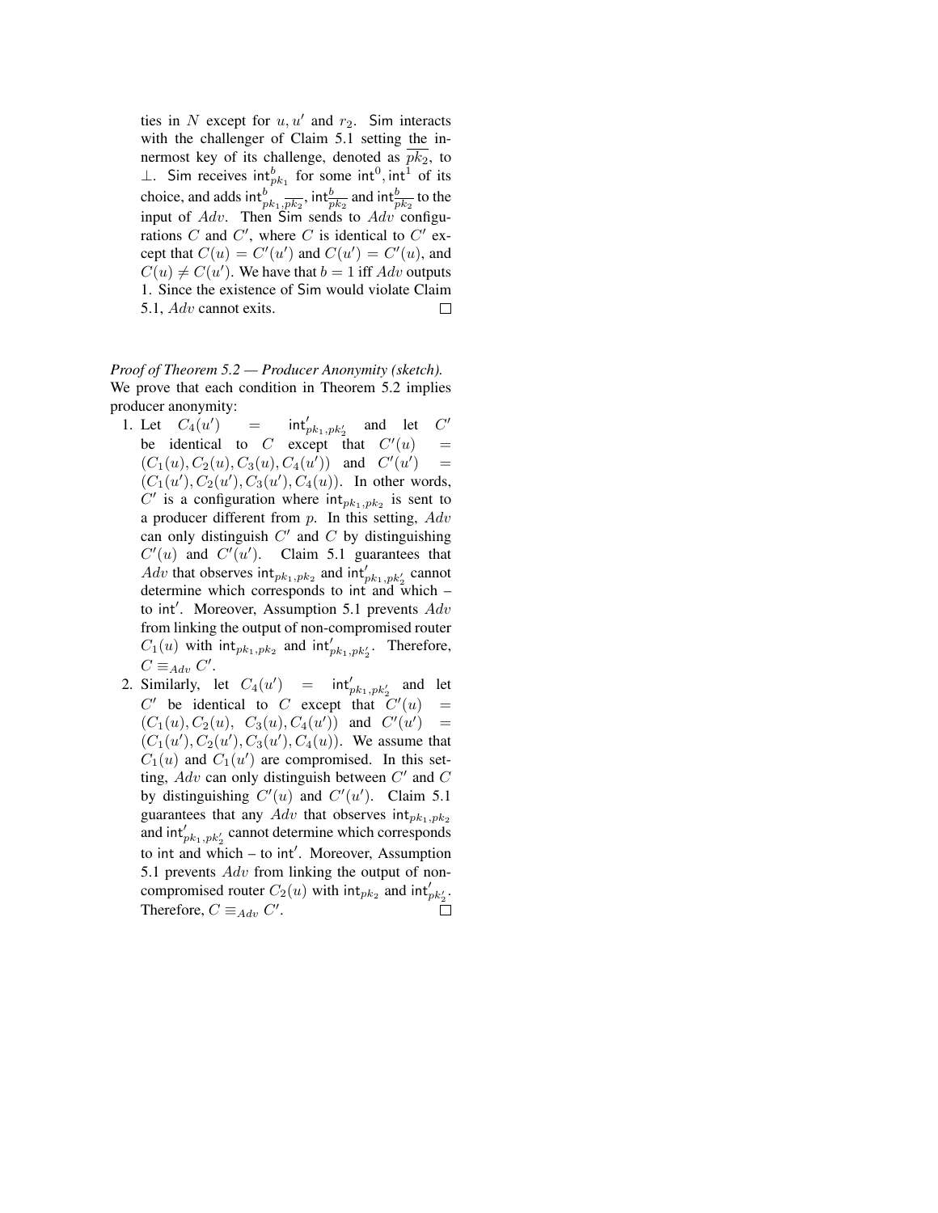ties in $N$ except for $u, u'$ and $r_2$. Sim interacts with the challenger of Claim 5.1 setting the innermost key of its challenge, denoted as $\overline{pk_2}$, to $\perp$. Sim receives $\mathsf{int}^b_{pk_1}$ for some $\mathsf{int}^0, \mathsf{int}^1$ of its choice, and adds $\mathsf{int}^b_{pk_1,\overline{pk_2}}$, $\mathsf{int}^b_{\overline{pk_2}}$ and $\mathsf{int}^b_{\overline{pk_2}}$ to the input of $Adv$. Then Sim sends to $Adv$ configurations $C$ and $C'$, where $C$ is identical to $C'$ except that $C(u) = C'(u')$ and $C(u') = C'(u)$, and $C(u) \neq C(u')$. We have that $b = 1$ iff $Adv$ outputs 1. Since the existence of Sim would violate Claim 5.1, $Adv$ cannot exits. $\square$

*Proof of Theorem 5.2 — Producer Anonymity (sketch).* We prove that each condition in Theorem 5.2 implies producer anonymity:

1. Let $C_4(u') = \mathsf{int}'_{pk_1,pk'_2}$ and let $C'$ be identical to $C$ except that $C'(u) = (C_1(u), C_2(u), C_3(u), C_4(u'))$ and $C'(u') = (C_1(u'), C_2(u'), C_3(u'), C_4(u))$. In other words, $C'$ is a configuration where $\mathsf{int}_{pk_1,pk_2}$ is sent to a producer different from $p$. In this setting, $Adv$ can only distinguish $C'$ and $C$ by distinguishing $C'(u)$ and $C'(u')$. Claim 5.1 guarantees that $Adv$ that observes $\mathsf{int}_{pk_1,pk_2}$ and $\mathsf{int}'_{pk_1,pk'_2}$ cannot determine which corresponds to $\mathsf{int}$ and which – to $\mathsf{int}'$. Moreover, Assumption 5.1 prevents $Adv$ from linking the output of non-compromised router $C_1(u)$ with $\mathsf{int}_{pk_1,pk_2}$ and $\mathsf{int}'_{pk_1,pk'_2}$. Therefore, $C \equiv_{Adv} C'$.
2. Similarly, let $C_4(u') = \mathsf{int}'_{pk_1,pk'_2}$ and let $C'$ be identical to $C$ except that $C'(u) = (C_1(u), C_2(u), C_3(u), C_4(u'))$ and $C'(u') = (C_1(u'), C_2(u'), C_3(u'), C_4(u))$. We assume that $C_1(u)$ and $C_1(u')$ are compromised. In this setting, $Adv$ can only distinguish between $C'$ and $C$ by distinguishing $C'(u)$ and $C'(u')$. Claim 5.1 guarantees that any $Adv$ that observes $\mathsf{int}_{pk_1,pk_2}$ and $\mathsf{int}'_{pk_1,pk'_2}$ cannot determine which corresponds to $\mathsf{int}$ and which – to $\mathsf{int}'$. Moreover, Assumption 5.1 prevents $Adv$ from linking the output of non-compromised router $C_2(u)$ with $\mathsf{int}_{pk_2}$ and $\mathsf{int}'_{pk'_2}$. Therefore, $C \equiv_{Adv} C'$. $\square$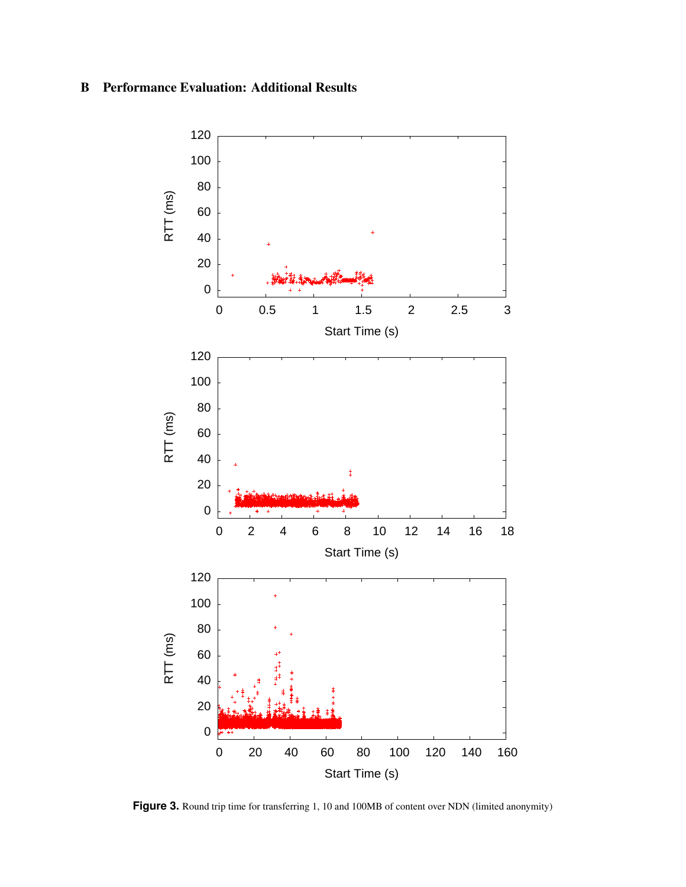## B Performance Evaluation: Additional Results

**Figure 3.** Round trip time for transferring 1, 10 and 100MB of content over NDN (limited anonymity)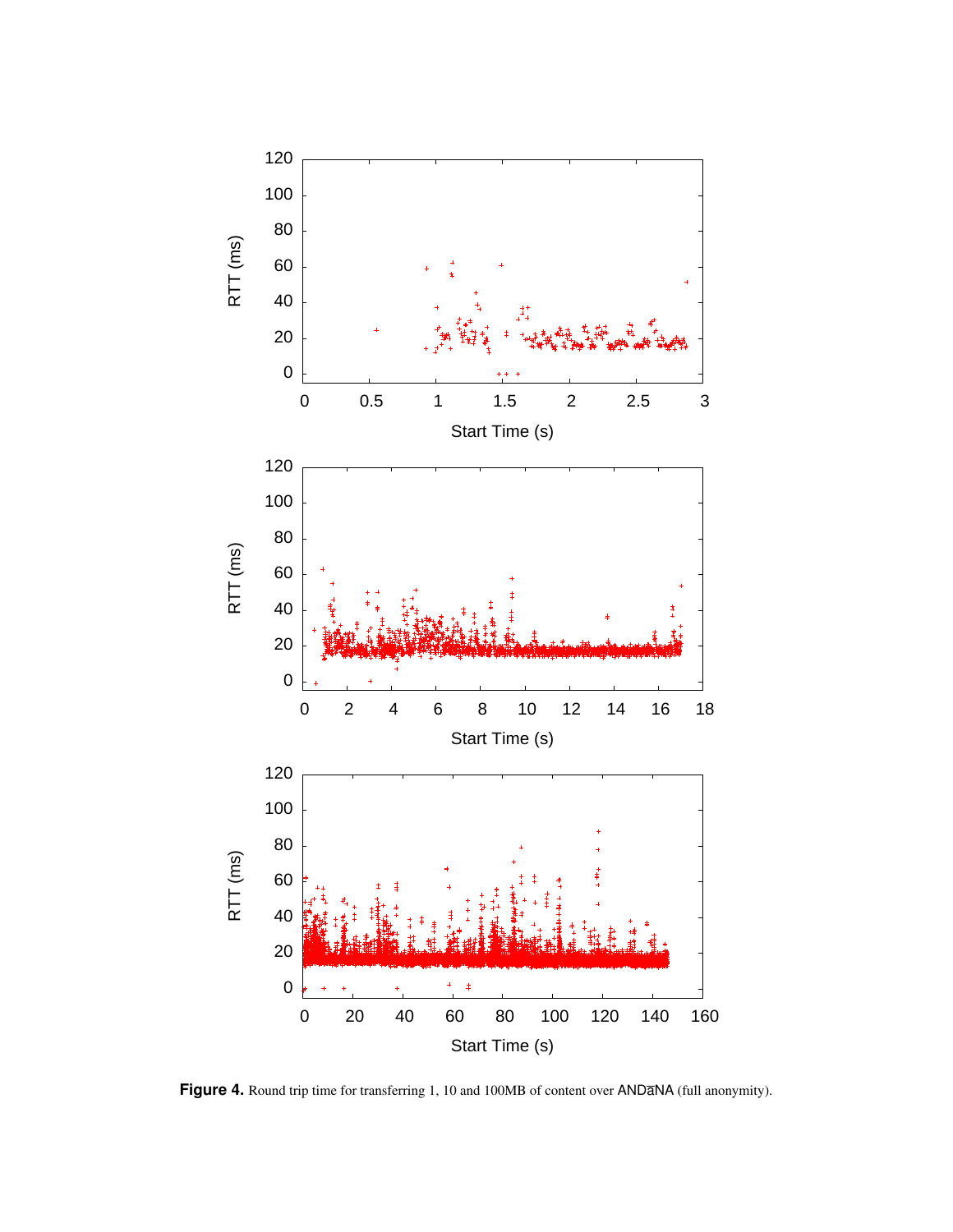120
100
80
60
40
20
0

RTT (ms)

0
0.5
1
1.5
2
2.5
3

Start Time (s)

120
100
80
60
40
20
0

RTT (ms)

0
2
4
6
8
10
12
14
16
18

Start Time (s)

120
100
80
60
40
20
0

RTT (ms)

0
20
40
60
80
100
120
140
160

Start Time (s)

**Figure 4.** Round trip time for transferring 1, 10 and 100MB of content over ANDāNA (full anonymity).